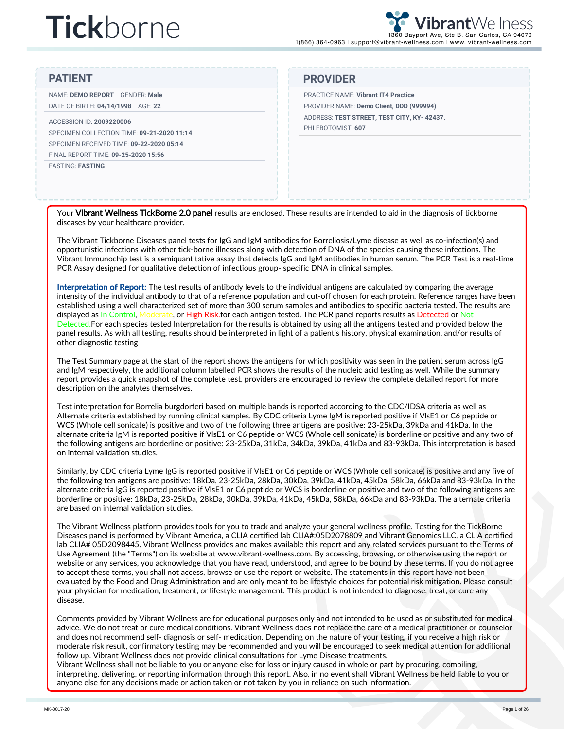# Tickborne

**VibrantWellness**
1360 Bayport Ave, Ste B. San Carlos, CA 94070
1(866) 364-0963 | support@vibrant-wellness.com | www. vibrant-wellness.com

## PATIENT

NAME: **DEMO REPORT** GENDER: **Male**
DATE OF BIRTH: **04/14/1998** AGE: **22**

ACCESSION ID: **2009220006**
SPECIMEN COLLECTION TIME: **09-21-2020 11:14**
SPECIMEN RECEIVED TIME: **09-22-2020 05:14**
FINAL REPORT TIME: **09-25-2020 15:56**
FASTING: **FASTING**

## PROVIDER

PRACTICE NAME: **Vibrant IT4 Practice**
PROVIDER NAME: **Demo Client, DDD (999994)**
ADDRESS: **TEST STREET, TEST CITY, KY- 42437.**
PHLEBOTOMIST: **607**

Your **Vibrant Wellness TickBorne 2.0 panel** results are enclosed. These results are intended to aid in the diagnosis of tickborne diseases by your healthcare provider.

The Vibrant Tickborne Diseases panel tests for IgG and IgM antibodies for Borreliosis/Lyme disease as well as co-infection(s) and opportunistic infections with other tick-borne illnesses along with detection of DNA of the species causing these infections. The Vibrant Immunochip test is a semiquantitative assay that detects IgG and IgM antibodies in human serum. The PCR Test is a real-time PCR Assay designed for qualitative detection of infectious group- specific DNA in clinical samples.

**Interpretation of Report:** The test results of antibody levels to the individual antigens are calculated by comparing the average intensity of the individual antibody to that of a reference population and cut-off chosen for each protein. Reference ranges have been established using a well characterized set of more than 300 serum samples and antibodies to specific bacteria tested. The results are displayed as In Control, Moderate, or High Risk.for each antigen tested. The PCR panel reports results as Detected or Not Detected.For each species tested Interpretation for the results is obtained by using all the antigens tested and provided below the panel results. As with all testing, results should be interpreted in light of a patient's history, physical examination, and/or results of other diagnostic testing

The Test Summary page at the start of the report shows the antigens for which positivity was seen in the patient serum across IgG and IgM respectively, the additional column labelled PCR shows the results of the nucleic acid testing as well. While the summary report provides a quick snapshot of the complete test, providers are encouraged to review the complete detailed report for more description on the analytes themselves.

Test interpretation for Borrelia burgdorferi based on multiple bands is reported according to the CDC/IDSA criteria as well as Alternate criteria established by running clinical samples. By CDC criteria Lyme IgM is reported positive if VlsE1 or C6 peptide or WCS (Whole cell sonicate) is positive and two of the following three antigens are positive: 23-25kDa, 39kDa and 41kDa. In the alternate criteria IgM is reported positive if VlsE1 or C6 peptide or WCS (Whole cell sonicate) is borderline or positive and any two of the following antigens are borderline or positive: 23-25kDa, 31kDa, 34kDa, 39kDa, 41kDa and 83-93kDa. This interpretation is based on internal validation studies.

Similarly, by CDC criteria Lyme IgG is reported positive if VlsE1 or C6 peptide or WCS (Whole cell sonicate) is positive and any five of the following ten antigens are positive: 18kDa, 23-25kDa, 28kDa, 30kDa, 39kDa, 41kDa, 45kDa, 58kDa, 66kDa and 83-93kDa. In the alternate criteria IgG is reported positive if VlsE1 or C6 peptide or WCS is borderline or positive and two of the following antigens are borderline or positive: 18kDa, 23-25kDa, 28kDa, 30kDa, 39kDa, 41kDa, 45kDa, 58kDa, 66kDa and 83-93kDa. The alternate criteria are based on internal validation studies.

The Vibrant Wellness platform provides tools for you to track and analyze your general wellness profile. Testing for the TickBorne Diseases panel is performed by Vibrant America, a CLIA certified lab CLIA#:05D2078809 and Vibrant Genomics LLC, a CLIA certified lab CLIA# 05D2098445. Vibrant Wellness provides and makes available this report and any related services pursuant to the Terms of Use Agreement (the "Terms") on its website at www.vibrant-wellness.com. By accessing, browsing, or otherwise using the report or website or any services, you acknowledge that you have read, understood, and agree to be bound by these terms. If you do not agree to accept these terms, you shall not access, browse or use the report or website. The statements in this report have not been evaluated by the Food and Drug Administration and are only meant to be lifestyle choices for potential risk mitigation. Please consult your physician for medication, treatment, or lifestyle management. This product is not intended to diagnose, treat, or cure any disease.

Comments provided by Vibrant Wellness are for educational purposes only and not intended to be used as or substituted for medical advice. We do not treat or cure medical conditions. Vibrant Wellness does not replace the care of a medical practitioner or counselor and does not recommend self- diagnosis or self- medication. Depending on the nature of your testing, if you receive a high risk or moderate risk result, confirmatory testing may be recommended and you will be encouraged to seek medical attention for additional follow up. Vibrant Wellness does not provide clinical consultations for Lyme Disease treatments.
Vibrant Wellness shall not be liable to you or anyone else for loss or injury caused in whole or part by procuring, compiling, interpreting, delivering, or reporting information through this report. Also, in no event shall Vibrant Wellness be held liable to you or anyone else for any decisions made or action taken or not taken by you in reliance on such information.

MK-0017-20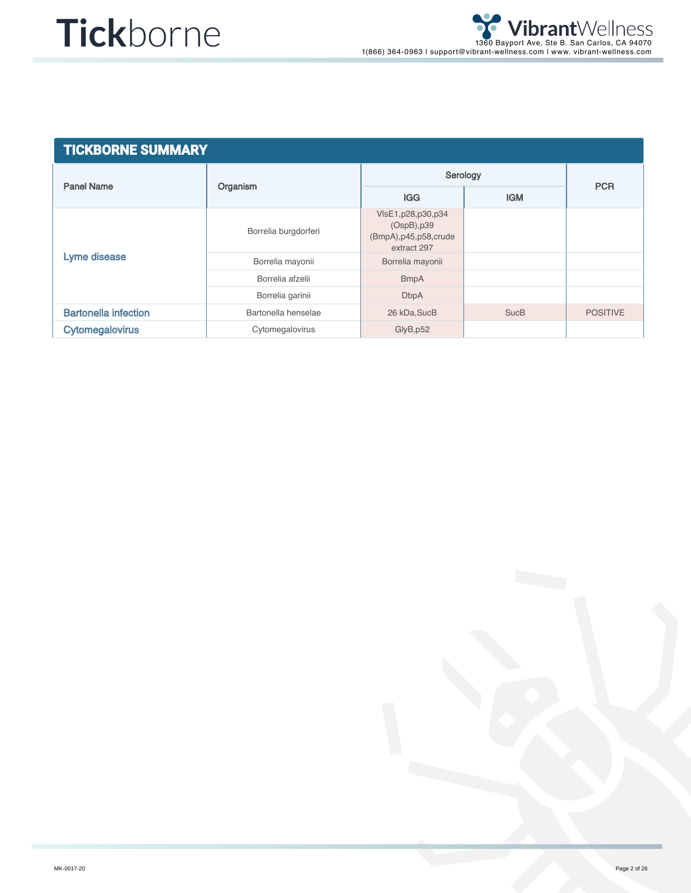## TICKBORNE SUMMARY

| Panel Name | Organism | Serology | | PCR |
|---|---|---|---|---|
| | | IGG | IGM | |
| Lyme disease | Borrelia burgdorferi | VlsE1,p28,p30,p34 (OspB),p39 (BmpA),p45,p58,crude extract 297 | | |
| | Borrelia mayonii | Borrelia mayonii | | |
| | Borrelia afzelii | BmpA | | |
| | Borrelia garinii | DbpA | | |
| Bartonella infection | Bartonella henselae | 26 kDa,SucB | SucB | POSITIVE |
| Cytomegalovirus | Cytomegalovirus | GlyB,p52 | | |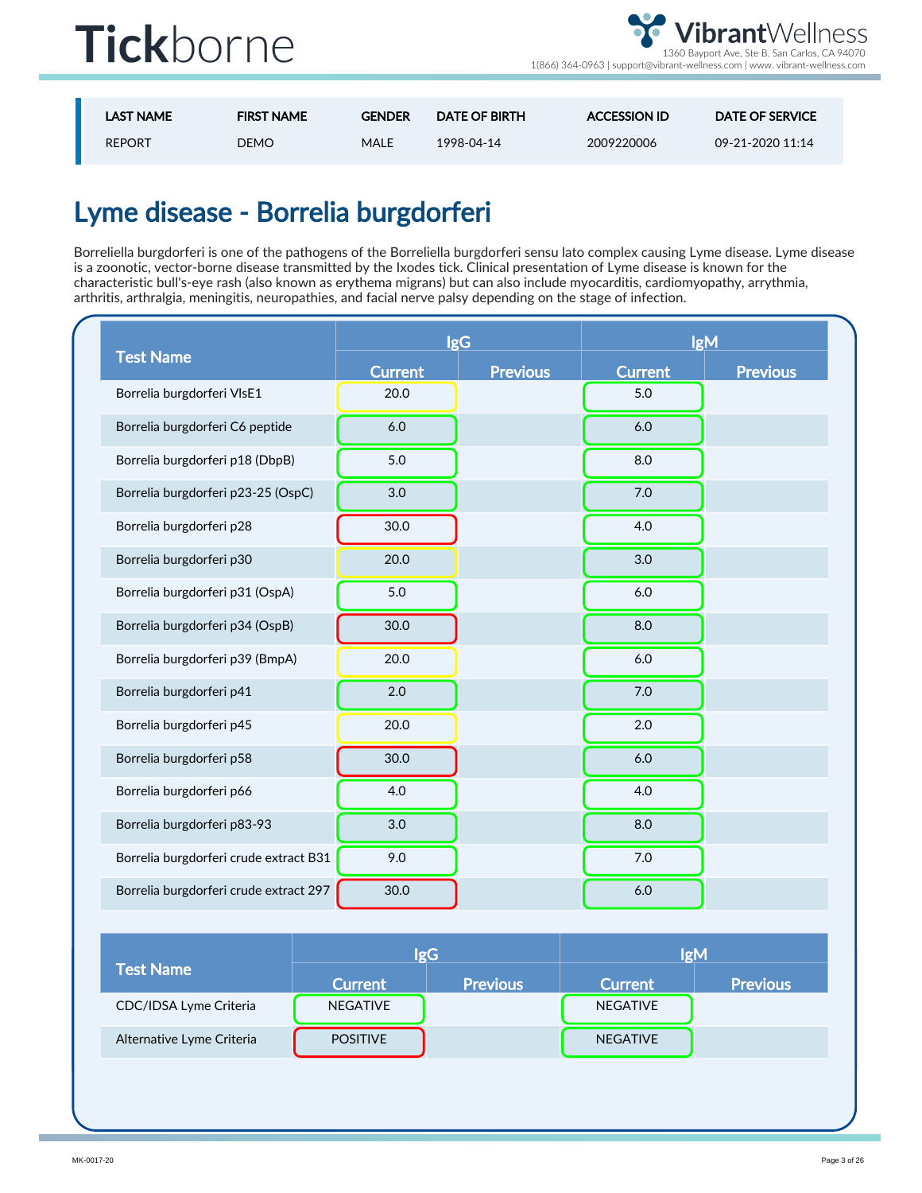# Tickborne

VibrantWellness
1360 Bayport Ave, Ste B. San Carlos, CA 94070
1(866) 364-0963 | support@vibrant-wellness.com | www. vibrant-wellness.com

| LAST NAME | FIRST NAME | GENDER | DATE OF BIRTH | ACCESSION ID | DATE OF SERVICE |
|---|---|---|---|---|---|
| REPORT | DEMO | MALE | 1998-04-14 | 2009220006 | 09-21-2020 11:14 |

## Lyme disease - Borrelia burgdorferi

Borreliella burgdorferi is one of the pathogens of the Borreliella burgdorferi sensu lato complex causing Lyme disease. Lyme disease is a zoonotic, vector-borne disease transmitted by the Ixodes tick. Clinical presentation of Lyme disease is known for the characteristic bull's-eye rash (also known as erythema migrans) but can also include myocarditis, cardiomyopathy, arrythmia, arthritis, arthralgia, meningitis, neuropathies, and facial nerve palsy depending on the stage of infection.

| Test Name | IgG | | IgM | |
|---|---|---|---|---|
| | Current | Previous | Current | Previous |
| Borrelia burgdorferi VlsE1 | 20.0 | | 5.0 | |
| Borrelia burgdorferi C6 peptide | 6.0 | | 6.0 | |
| Borrelia burgdorferi p18 (DbpB) | 5.0 | | 8.0 | |
| Borrelia burgdorferi p23-25 (OspC) | 3.0 | | 7.0 | |
| Borrelia burgdorferi p28 | 30.0 | | 4.0 | |
| Borrelia burgdorferi p30 | 20.0 | | 3.0 | |
| Borrelia burgdorferi p31 (OspA) | 5.0 | | 6.0 | |
| Borrelia burgdorferi p34 (OspB) | 30.0 | | 8.0 | |
| Borrelia burgdorferi p39 (BmpA) | 20.0 | | 6.0 | |
| Borrelia burgdorferi p41 | 2.0 | | 7.0 | |
| Borrelia burgdorferi p45 | 20.0 | | 2.0 | |
| Borrelia burgdorferi p58 | 30.0 | | 6.0 | |
| Borrelia burgdorferi p66 | 4.0 | | 4.0 | |
| Borrelia burgdorferi p83-93 | 3.0 | | 8.0 | |
| Borrelia burgdorferi crude extract B31 | 9.0 | | 7.0 | |
| Borrelia burgdorferi crude extract 297 | 30.0 | | 6.0 | |

| Test Name | IgG | | IgM | |
|---|---|---|---|---|
| | Current | Previous | Current | Previous |
| CDC/IDSA Lyme Criteria | NEGATIVE | | NEGATIVE | |
| Alternative Lyme Criteria | POSITIVE | | NEGATIVE | |

MK-0017-20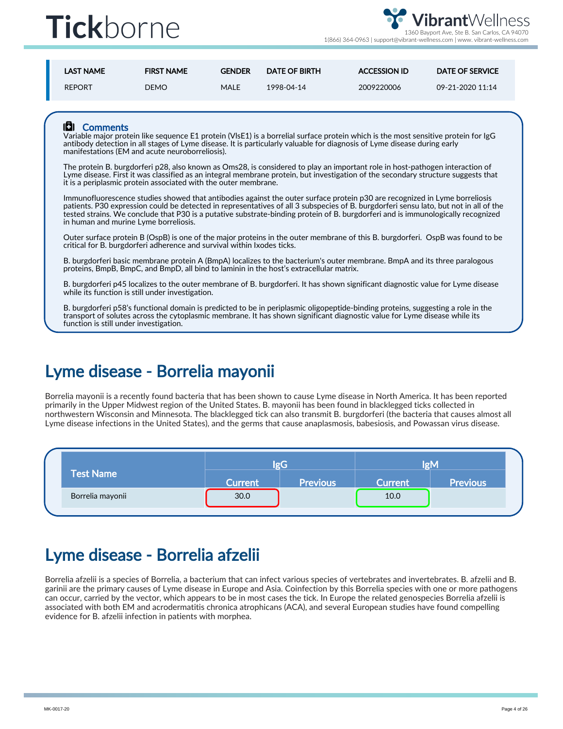| LAST NAME | FIRST NAME | GENDER | DATE OF BIRTH | ACCESSION ID | DATE OF SERVICE |
|---|---|---|---|---|---|
| REPORT | DEMO | MALE | 1998-04-14 | 2009220006 | 09-21-2020 11:14 |

### Comments

Variable major protein like sequence E1 protein (VlsE1) is a borrelial surface protein which is the most sensitive protein for IgG antibody detection in all stages of Lyme disease. It is particularly valuable for diagnosis of Lyme disease during early manifestations (EM and acute neuroborreliosis).

The protein B. burgdorferi p28, also known as Oms28, is considered to play an important role in host-pathogen interaction of Lyme disease. First it was classified as an integral membrane protein, but investigation of the secondary structure suggests that it is a periplasmic protein associated with the outer membrane.

Immunofluorescence studies showed that antibodies against the outer surface protein p30 are recognized in Lyme borreliosis patients. P30 expression could be detected in representatives of all 3 subspecies of B. burgdorferi sensu lato, but not in all of the tested strains. We conclude that P30 is a putative substrate-binding protein of B. burgdorferi and is immunologically recognized in human and murine Lyme borreliosis.

Outer surface protein B (OspB) is one of the major proteins in the outer membrane of this B. burgdorferi. OspB was found to be critical for B. burgdorferi adherence and survival within Ixodes ticks.

B. burgdorferi basic membrane protein A (BmpA) localizes to the bacterium's outer membrane. BmpA and its three paralogous proteins, BmpB, BmpC, and BmpD, all bind to laminin in the host's extracellular matrix.

B. burgdorferi p45 localizes to the outer membrane of B. burgdorferi. It has shown significant diagnostic value for Lyme disease while its function is still under investigation.

B. burgdorferi p58's functional domain is predicted to be in periplasmic oligopeptide-binding proteins, suggesting a role in the transport of solutes across the cytoplasmic membrane. It has shown significant diagnostic value for Lyme disease while its function is still under investigation.

## Lyme disease - Borrelia mayonii

Borrelia mayonii is a recently found bacteria that has been shown to cause Lyme disease in North America. It has been reported primarily in the Upper Midwest region of the United States. B. mayonii has been found in blacklegged ticks collected in northwestern Wisconsin and Minnesota. The blacklegged tick can also transmit B. burgdorferi (the bacteria that causes almost all Lyme disease infections in the United States), and the germs that cause anaplasmosis, babesiosis, and Powassan virus disease.

| Test Name | IgG | | IgM | |
|---|---|---|---|---|
| | Current | Previous | Current | Previous |
| Borrelia mayonii | 30.0 | | 10.0 | |

## Lyme disease - Borrelia afzelii

Borrelia afzelii is a species of Borrelia, a bacterium that can infect various species of vertebrates and invertebrates. B. afzelii and B. garinii are the primary causes of Lyme disease in Europe and Asia. Coinfection by this Borrelia species with one or more pathogens can occur, carried by the vector, which appears to be in most cases the tick. In Europe the related genospecies Borrelia afzelii is associated with both EM and acrodermatitis chronica atrophicans (ACA), and several European studies have found compelling evidence for B. afzelii infection in patients with morphea.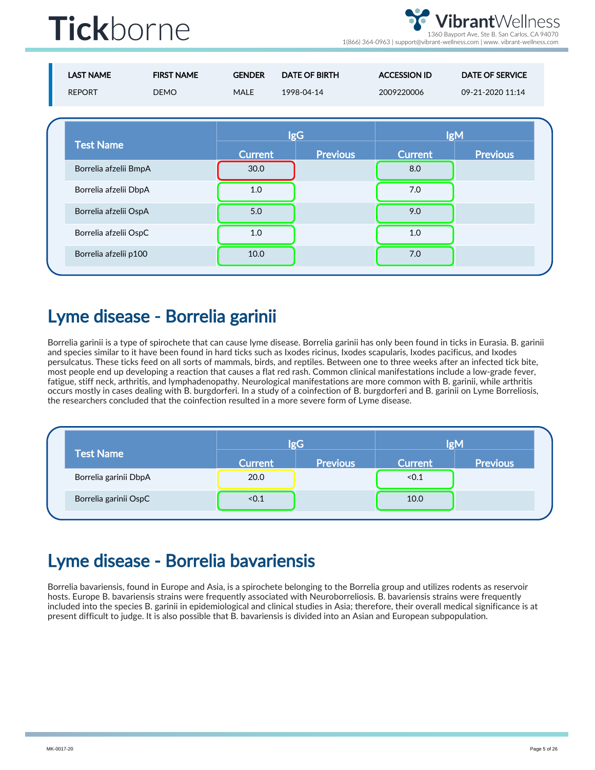# Tickborne

| LAST NAME | FIRST NAME | GENDER | DATE OF BIRTH | ACCESSION ID | DATE OF SERVICE |
|---|---|---|---|---|---|
| REPORT | DEMO | MALE | 1998-04-14 | 2009220006 | 09-21-2020 11:14 |

| Test Name | IgG | | IgM | |
|---|---|---|---|---|
| | Current | Previous | Current | Previous |
| Borrelia afzelii BmpA | 30.0 | | 8.0 | |
| Borrelia afzelii DbpA | 1.0 | | 7.0 | |
| Borrelia afzelii OspA | 5.0 | | 9.0 | |
| Borrelia afzelii OspC | 1.0 | | 1.0 | |
| Borrelia afzelii p100 | 10.0 | | 7.0 | |

## Lyme disease - Borrelia garinii

Borrelia garinii is a type of spirochete that can cause lyme disease. Borrelia garinii has only been found in ticks in Eurasia. B. garinii and species similar to it have been found in hard ticks such as Ixodes ricinus, Ixodes scapularis, Ixodes pacificus, and Ixodes persulcatus. These ticks feed on all sorts of mammals, birds, and reptiles. Between one to three weeks after an infected tick bite, most people end up developing a reaction that causes a flat red rash. Common clinical manifestations include a low-grade fever, fatigue, stiff neck, arthritis, and lymphadenopathy. Neurological manifestations are more common with B. garinii, while arthritis occurs mostly in cases dealing with B. burgdorferi. In a study of a coinfection of B. burgdorferi and B. garinii on Lyme Borreliosis, the researchers concluded that the coinfection resulted in a more severe form of Lyme disease.

| Test Name | IgG | | IgM | |
|---|---|---|---|---|
| | Current | Previous | Current | Previous |
| Borrelia garinii DbpA | 20.0 | | <0.1 | |
| Borrelia garinii OspC | <0.1 | | 10.0 | |

## Lyme disease - Borrelia bavariensis

Borrelia bavariensis, found in Europe and Asia, is a spirochete belonging to the Borrelia group and utilizes rodents as reservoir hosts. Europe B. bavariensis strains were frequently associated with Neuroborreliosis. B. bavariensis strains were frequently included into the species B. garinii in epidemiological and clinical studies in Asia; therefore, their overall medical significance is at present difficult to judge. It is also possible that B. bavariensis is divided into an Asian and European subpopulation.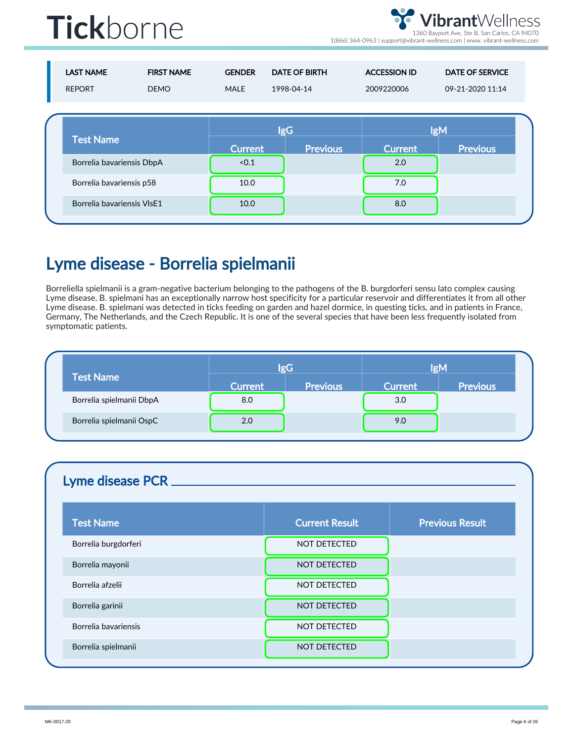# **Tick**borne

| LAST NAME | FIRST NAME | GENDER | DATE OF BIRTH | ACCESSION ID | DATE OF SERVICE |
|---|---|---|---|---|---|
| REPORT | DEMO | MALE | 1998-04-14 | 2009220006 | 09-21-2020 11:14 |

| Test Name | IgG | | IgM | |
|---|---|---|---|---|
| | Current | Previous | Current | Previous |
| Borrelia bavariensis DbpA | <0.1 | | 2.0 | |
| Borrelia bavariensis p58 | 10.0 | | 7.0 | |
| Borrelia bavariensis VlsE1 | 10.0 | | 8.0 | |

## Lyme disease - Borrelia spielmanii

Borreliella spielmanii is a gram-negative bacterium belonging to the pathogens of the B. burgdorferi sensu lato complex causing Lyme disease. B. spielmani has an exceptionally narrow host specificity for a particular reservoir and differentiates it from all other Lyme disease. B. spielmani was detected in ticks feeding on garden and hazel dormice, in questing ticks, and in patients in France, Germany, The Netherlands, and the Czech Republic. It is one of the several species that have been less frequently isolated from symptomatic patients.

| Test Name | IgG | | IgM | |
|---|---|---|---|---|
| | Current | Previous | Current | Previous |
| Borrelia spielmanii DbpA | 8.0 | | 3.0 | |
| Borrelia spielmanii OspC | 2.0 | | 9.0 | |

### Lyme disease PCR

| Test Name | Current Result | Previous Result |
|---|---|---|
| Borrelia burgdorferi | NOT DETECTED | |
| Borrelia mayonii | NOT DETECTED | |
| Borrelia afzelii | NOT DETECTED | |
| Borrelia garinii | NOT DETECTED | |
| Borrelia bavariensis | NOT DETECTED | |
| Borrelia spielmanii | NOT DETECTED | |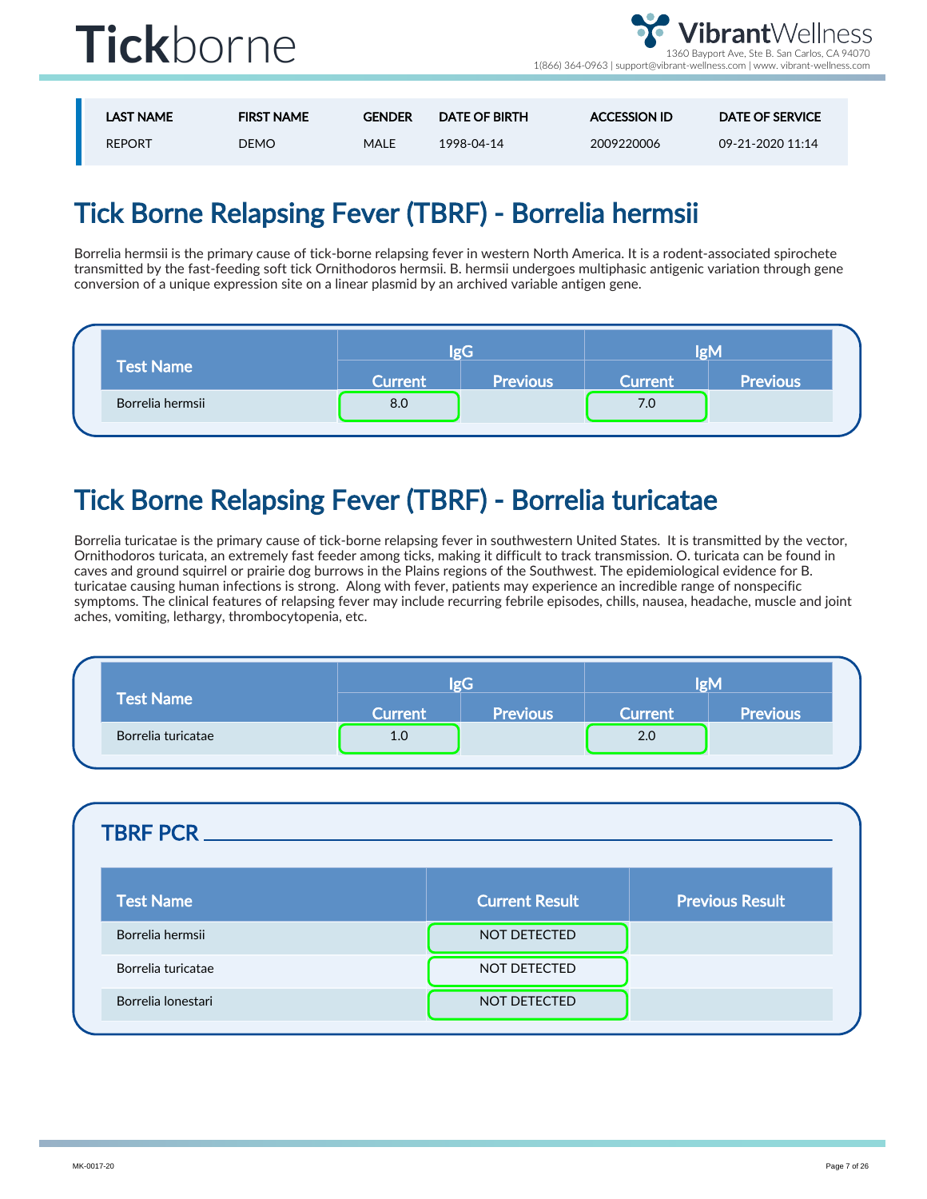| LAST NAME | FIRST NAME | GENDER | DATE OF BIRTH | ACCESSION ID | DATE OF SERVICE |
|---|---|---|---|---|---|
| REPORT | DEMO | MALE | 1998-04-14 | 2009220006 | 09-21-2020 11:14 |

# Tick Borne Relapsing Fever (TBRF) - Borrelia hermsii

Borrelia hermsii is the primary cause of tick-borne relapsing fever in western North America. It is a rodent-associated spirochete transmitted by the fast-feeding soft tick Ornithodoros hermsii. B. hermsii undergoes multiphasic antigenic variation through gene conversion of a unique expression site on a linear plasmid by an archived variable antigen gene.

| Test Name | IgG | | IgM | |
|---|---|---|---|---|
| | Current | Previous | Current | Previous |
| Borrelia hermsii | 8.0 | | 7.0 | |

# Tick Borne Relapsing Fever (TBRF) - Borrelia turicatae

Borrelia turicatae is the primary cause of tick-borne relapsing fever in southwestern United States. It is transmitted by the vector, Ornithodoros turicata, an extremely fast feeder among ticks, making it difficult to track transmission. O. turicata can be found in caves and ground squirrel or prairie dog burrows in the Plains regions of the Southwest. The epidemiological evidence for B. turicatae causing human infections is strong. Along with fever, patients may experience an incredible range of nonspecific symptoms. The clinical features of relapsing fever may include recurring febrile episodes, chills, nausea, headache, muscle and joint aches, vomiting, lethargy, thrombocytopenia, etc.

| Test Name | IgG | | IgM | |
|---|---|---|---|---|
| | Current | Previous | Current | Previous |
| Borrelia turicatae | 1.0 | | 2.0 | |

## TBRF PCR

| Test Name | Current Result | Previous Result |
|---|---|---|
| Borrelia hermsii | NOT DETECTED | |
| Borrelia turicatae | NOT DETECTED | |
| Borrelia lonestari | NOT DETECTED | |

MK-0017-20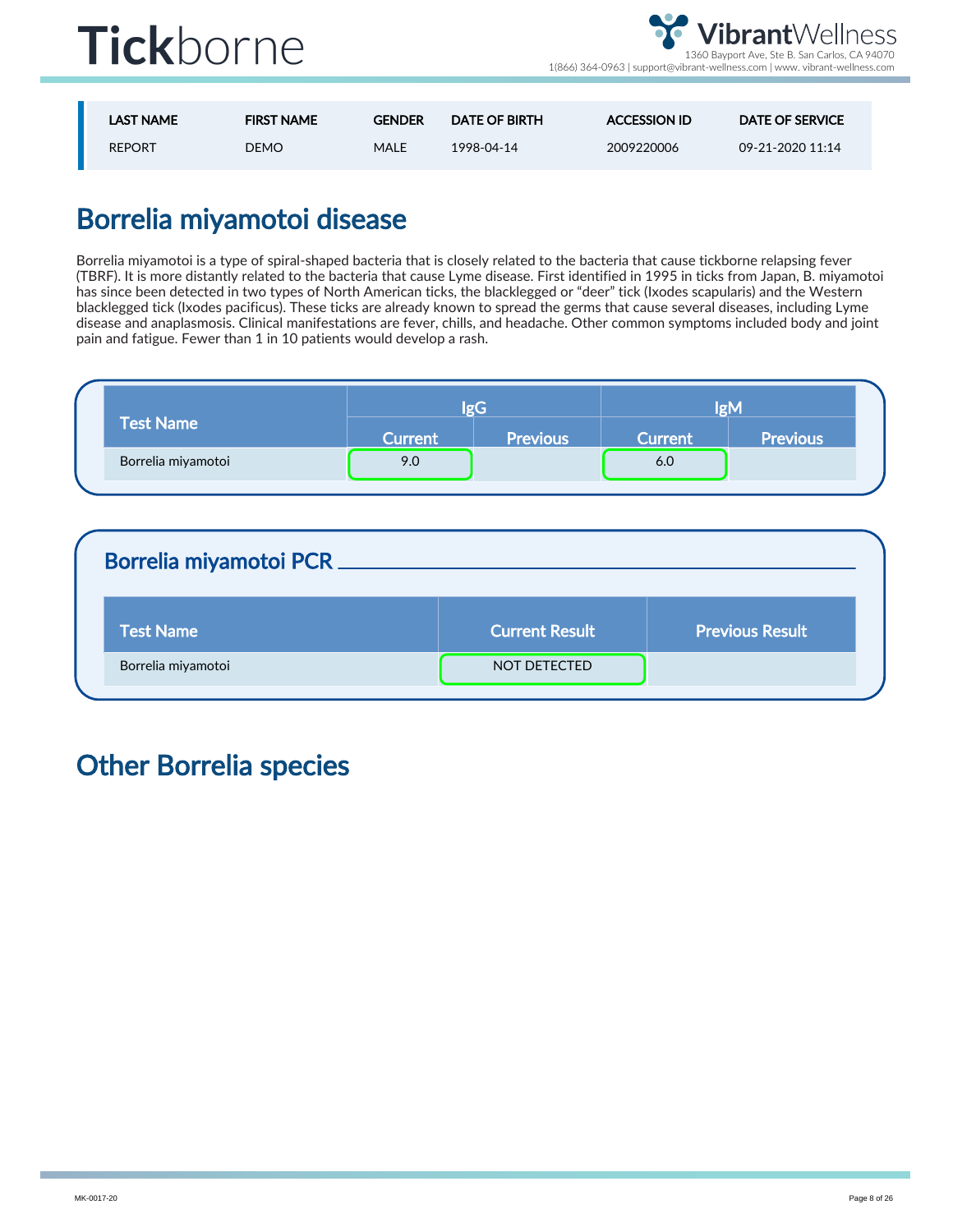| LAST NAME | FIRST NAME | GENDER | DATE OF BIRTH | ACCESSION ID | DATE OF SERVICE |
|---|---|---|---|---|---|
| REPORT | DEMO | MALE | 1998-04-14 | 2009220006 | 09-21-2020 11:14 |

## Borrelia miyamotoi disease

Borrelia miyamotoi is a type of spiral-shaped bacteria that is closely related to the bacteria that cause tickborne relapsing fever (TBRF). It is more distantly related to the bacteria that cause Lyme disease. First identified in 1995 in ticks from Japan, B. miyamotoi has since been detected in two types of North American ticks, the blacklegged or "deer" tick (Ixodes scapularis) and the Western blacklegged tick (Ixodes pacificus). These ticks are already known to spread the germs that cause several diseases, including Lyme disease and anaplasmosis. Clinical manifestations are fever, chills, and headache. Other common symptoms included body and joint pain and fatigue. Fewer than 1 in 10 patients would develop a rash.

| Test Name | IgG | | IgM | |
|---|---|---|---|---|
| | Current | Previous | Current | Previous |
| Borrelia miyamotoi | 9.0 | | 6.0 | |

### Borrelia miyamotoi PCR

| Test Name | Current Result | Previous Result |
|---|---|---|
| Borrelia miyamotoi | NOT DETECTED | |

## Other Borrelia species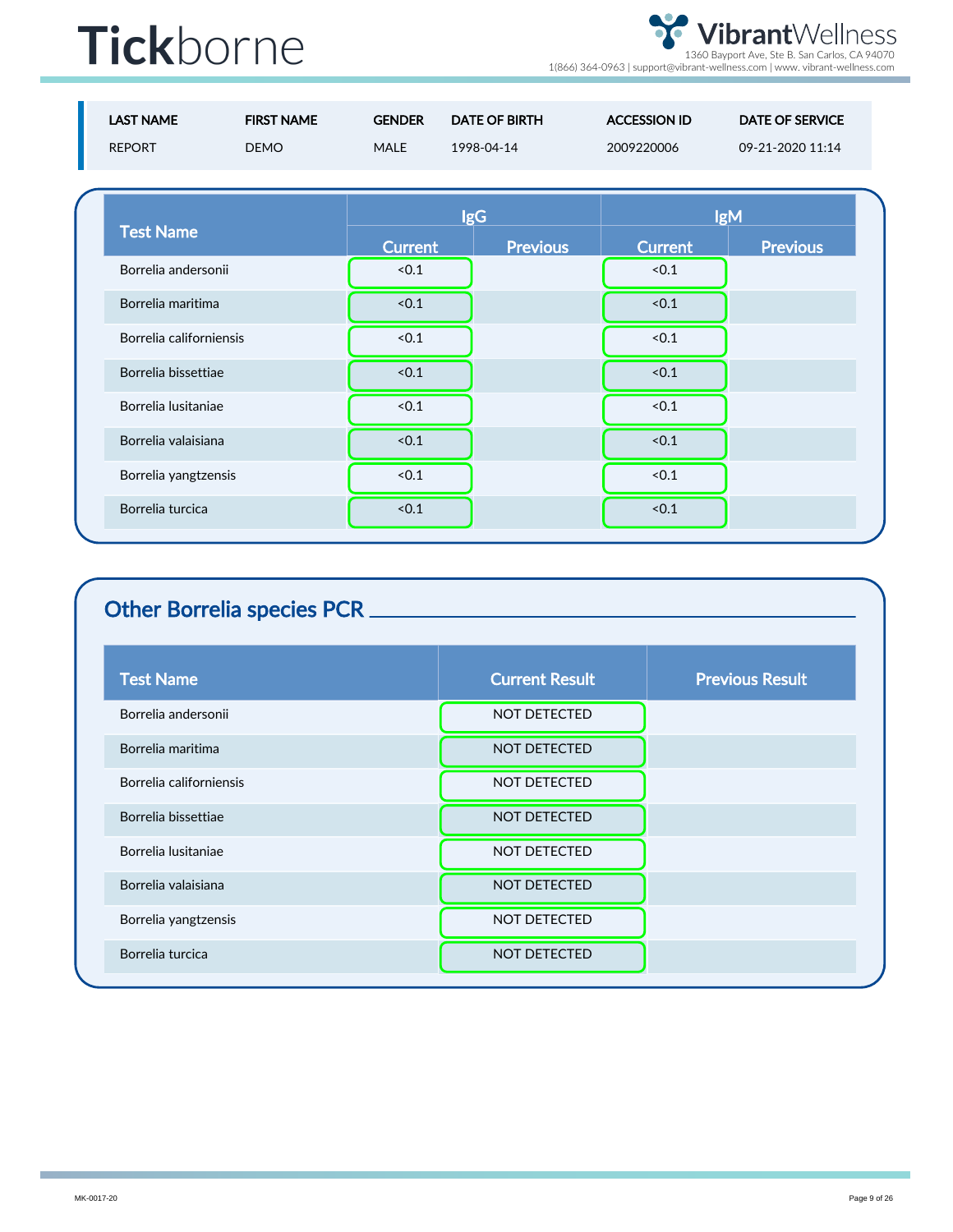# **Tick**borne

**VibrantWellness**
1360 Bayport Ave, Ste B. San Carlos, CA 94070
1(866) 364-0963 | support@vibrant-wellness.com | www. vibrant-wellness.com

| LAST NAME | FIRST NAME | GENDER | DATE OF BIRTH | ACCESSION ID | DATE OF SERVICE |
|---|---|---|---|---|---|
| REPORT | DEMO | MALE | 1998-04-14 | 2009220006 | 09-21-2020 11:14 |

| Test Name | IgG | | IgM | |
|---|---|---|---|---|
| | Current | Previous | Current | Previous |
| Borrelia andersonii | <0.1 | | <0.1 | |
| Borrelia maritima | <0.1 | | <0.1 | |
| Borrelia californiensis | <0.1 | | <0.1 | |
| Borrelia bissettiae | <0.1 | | <0.1 | |
| Borrelia lusitaniae | <0.1 | | <0.1 | |
| Borrelia valaisiana | <0.1 | | <0.1 | |
| Borrelia yangtzensis | <0.1 | | <0.1 | |
| Borrelia turcica | <0.1 | | <0.1 | |

## Other Borrelia species PCR

| Test Name | Current Result | Previous Result |
|---|---|---|
| Borrelia andersonii | NOT DETECTED | |
| Borrelia maritima | NOT DETECTED | |
| Borrelia californiensis | NOT DETECTED | |
| Borrelia bissettiae | NOT DETECTED | |
| Borrelia lusitaniae | NOT DETECTED | |
| Borrelia valaisiana | NOT DETECTED | |
| Borrelia yangtzensis | NOT DETECTED | |
| Borrelia turcica | NOT DETECTED | |

MK-0017-20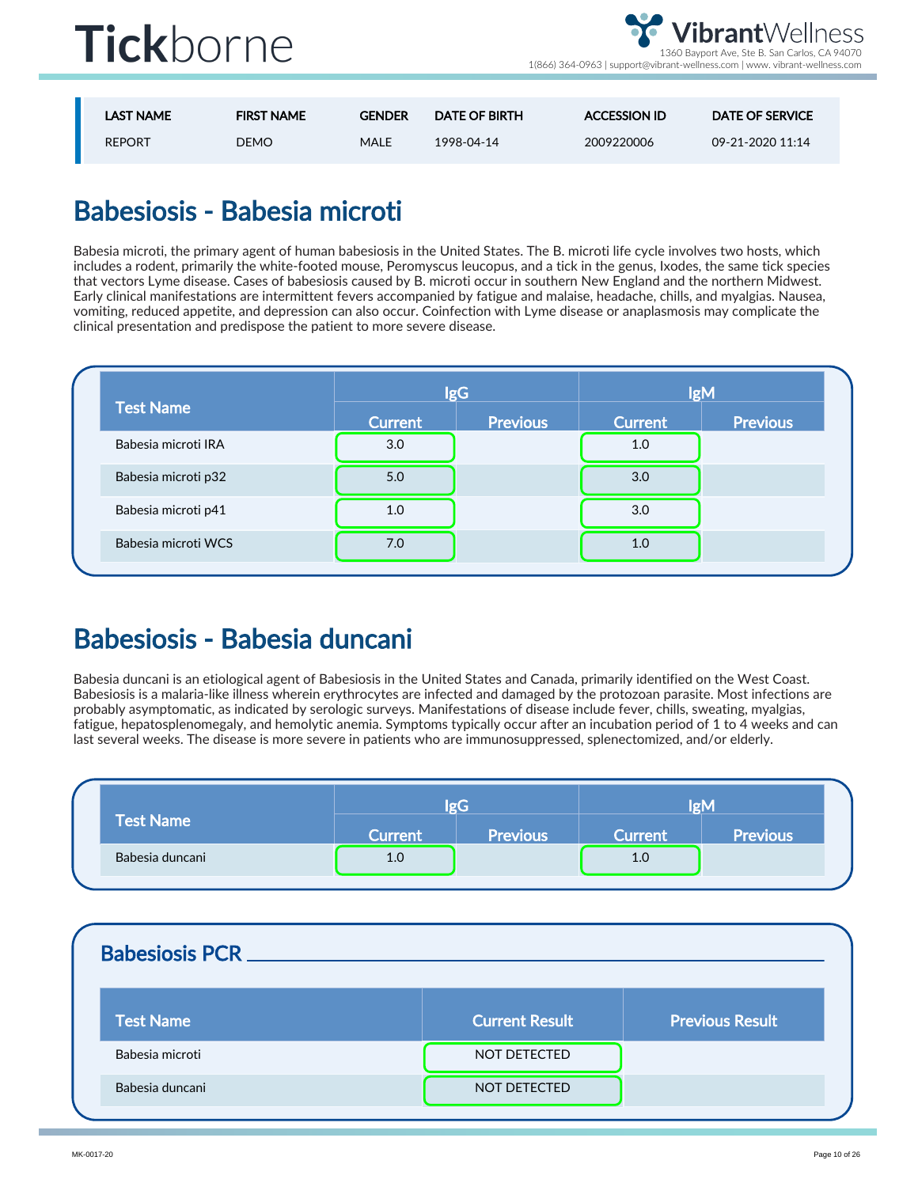| LAST NAME | FIRST NAME | GENDER | DATE OF BIRTH | ACCESSION ID | DATE OF SERVICE |
|---|---|---|---|---|---|
| REPORT | DEMO | MALE | 1998-04-14 | 2009220006 | 09-21-2020 11:14 |

# Babesiosis - Babesia microti

Babesia microti, the primary agent of human babesiosis in the United States. The B. microti life cycle involves two hosts, which includes a rodent, primarily the white-footed mouse, Peromyscus leucopus, and a tick in the genus, Ixodes, the same tick species that vectors Lyme disease. Cases of babesiosis caused by B. microti occur in southern New England and the northern Midwest. Early clinical manifestations are intermittent fevers accompanied by fatigue and malaise, headache, chills, and myalgias. Nausea, vomiting, reduced appetite, and depression can also occur. Coinfection with Lyme disease or anaplasmosis may complicate the clinical presentation and predispose the patient to more severe disease.

| Test Name | IgG | | IgM | |
|---|---|---|---|---|
| | Current | Previous | Current | Previous |
| Babesia microti IRA | 3.0 | | 1.0 | |
| Babesia microti p32 | 5.0 | | 3.0 | |
| Babesia microti p41 | 1.0 | | 3.0 | |
| Babesia microti WCS | 7.0 | | 1.0 | |

# Babesiosis - Babesia duncani

Babesia duncani is an etiological agent of Babesiosis in the United States and Canada, primarily identified on the West Coast. Babesiosis is a malaria-like illness wherein erythrocytes are infected and damaged by the protozoan parasite. Most infections are probably asymptomatic, as indicated by serologic surveys. Manifestations of disease include fever, chills, sweating, myalgias, fatigue, hepatosplenomegaly, and hemolytic anemia. Symptoms typically occur after an incubation period of 1 to 4 weeks and can last several weeks. The disease is more severe in patients who are immunosuppressed, splenectomized, and/or elderly.

| Test Name | IgG | | IgM | |
|---|---|---|---|---|
| | Current | Previous | Current | Previous |
| Babesia duncani | 1.0 | | 1.0 | |

## Babesiosis PCR

| Test Name | Current Result | Previous Result |
|---|---|---|
| Babesia microti | NOT DETECTED | |
| Babesia duncani | NOT DETECTED | |

MK-0017-20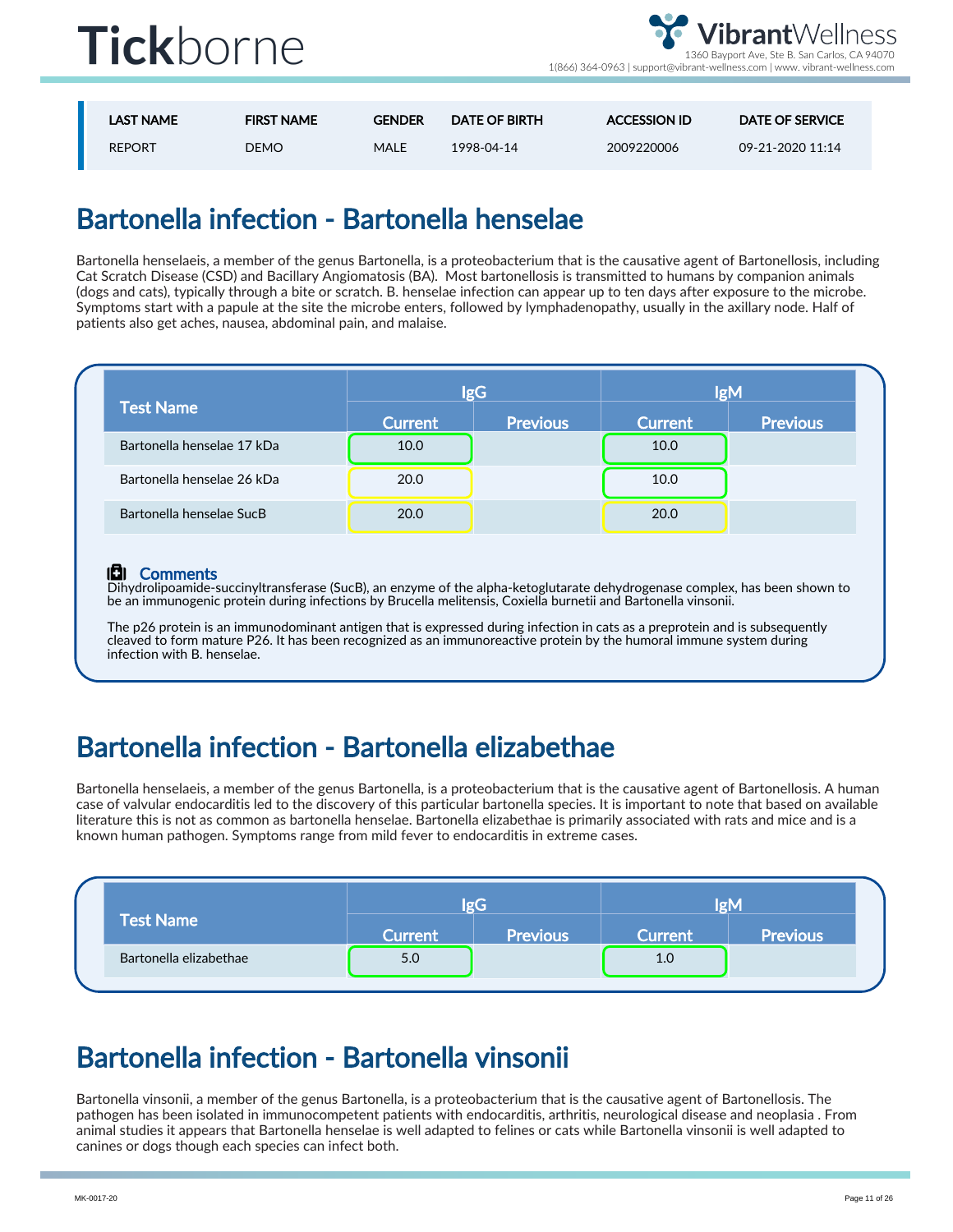| LAST NAME | FIRST NAME | GENDER | DATE OF BIRTH | ACCESSION ID | DATE OF SERVICE |
|---|---|---|---|---|---|
| REPORT | DEMO | MALE | 1998-04-14 | 2009220006 | 09-21-2020 11:14 |

## Bartonella infection - Bartonella henselae

Bartonella henselaeis, a member of the genus Bartonella, is a proteobacterium that is the causative agent of Bartonellosis, including Cat Scratch Disease (CSD) and Bacillary Angiomatosis (BA). Most bartonellosis is transmitted to humans by companion animals (dogs and cats), typically through a bite or scratch. B. henselae infection can appear up to ten days after exposure to the microbe. Symptoms start with a papule at the site the microbe enters, followed by lymphadenopathy, usually in the axillary node. Half of patients also get aches, nausea, abdominal pain, and malaise.

| Test Name | IgG | | IgM | |
|---|---|---|---|---|
| | Current | Previous | Current | Previous |
| Bartonella henselae 17 kDa | 10.0 | | 10.0 | |
| Bartonella henselae 26 kDa | 20.0 | | 10.0 | |
| Bartonella henselae SucB | 20.0 | | 20.0 | |

**Comments**

Dihydrolipoamide-succinyltransferase (SucB), an enzyme of the alpha-ketoglutarate dehydrogenase complex, has been shown to be an immunogenic protein during infections by Brucella melitensis, Coxiella burnetii and Bartonella vinsonii.

The p26 protein is an immunodominant antigen that is expressed during infection in cats as a preprotein and is subsequently cleaved to form mature P26. It has been recognized as an immunoreactive protein by the humoral immune system during infection with B. henselae.

## Bartonella infection - Bartonella elizabethae

Bartonella henselaeis, a member of the genus Bartonella, is a proteobacterium that is the causative agent of Bartonellosis. A human case of valvular endocarditis led to the discovery of this particular bartonella species. It is important to note that based on available literature this is not as common as bartonella henselae. Bartonella elizabethae is primarily associated with rats and mice and is a known human pathogen. Symptoms range from mild fever to endocarditis in extreme cases.

| Test Name | IgG | | IgM | |
|---|---|---|---|---|
| | Current | Previous | Current | Previous |
| Bartonella elizabethae | 5.0 | | 1.0 | |

## Bartonella infection - Bartonella vinsonii

Bartonella vinsonii, a member of the genus Bartonella, is a proteobacterium that is the causative agent of Bartonellosis. The pathogen has been isolated in immunocompetent patients with endocarditis, arthritis, neurological disease and neoplasia . From animal studies it appears that Bartonella henselae is well adapted to felines or cats while Bartonella vinsonii is well adapted to canines or dogs though each species can infect both.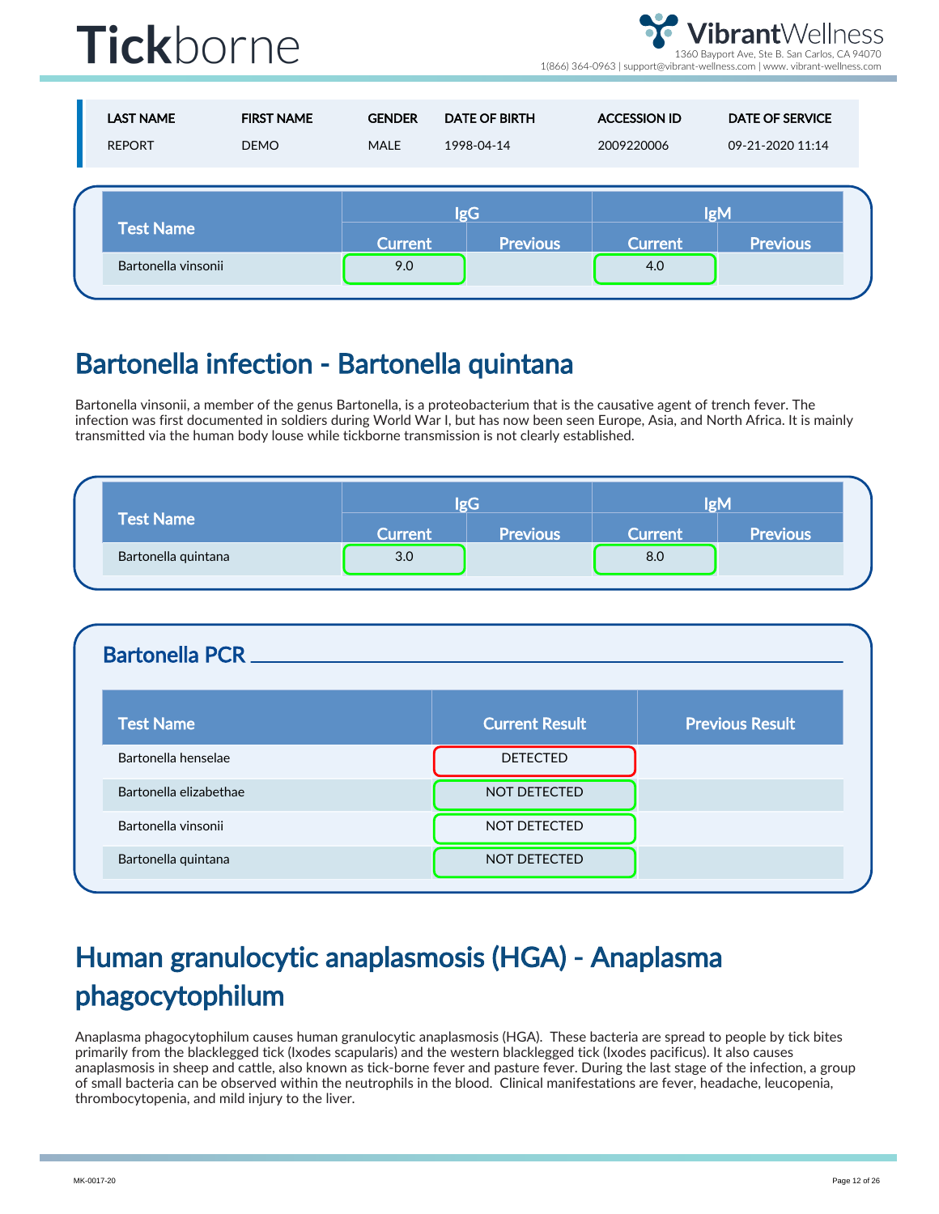| LAST NAME | FIRST NAME | GENDER | DATE OF BIRTH | ACCESSION ID | DATE OF SERVICE |
|---|---|---|---|---|---|
| REPORT | DEMO | MALE | 1998-04-14 | 2009220006 | 09-21-2020 11:14 |

| Test Name | IgG | | IgM | |
|---|---|---|---|---|
| | Current | Previous | Current | Previous |
| Bartonella vinsonii | 9.0 | | 4.0 | |

## Bartonella infection - Bartonella quintana

Bartonella vinsonii, a member of the genus Bartonella, is a proteobacterium that is the causative agent of trench fever. The infection was first documented in soldiers during World War I, but has now been seen Europe, Asia, and North Africa. It is mainly transmitted via the human body louse while tickborne transmission is not clearly established.

| Test Name | IgG | | IgM | |
|---|---|---|---|---|
| | Current | Previous | Current | Previous |
| Bartonella quintana | 3.0 | | 8.0 | |

### Bartonella PCR

| Test Name | Current Result | Previous Result |
|---|---|---|
| Bartonella henselae | DETECTED | |
| Bartonella elizabethae | NOT DETECTED | |
| Bartonella vinsonii | NOT DETECTED | |
| Bartonella quintana | NOT DETECTED | |

## Human granulocytic anaplasmosis (HGA) - Anaplasma phagocytophilum

Anaplasma phagocytophilum causes human granulocytic anaplasmosis (HGA). These bacteria are spread to people by tick bites primarily from the blacklegged tick (Ixodes scapularis) and the western blacklegged tick (Ixodes pacificus). It also causes anaplasmosis in sheep and cattle, also known as tick-borne fever and pasture fever. During the last stage of the infection, a group of small bacteria can be observed within the neutrophils in the blood. Clinical manifestations are fever, headache, leucopenia, thrombocytopenia, and mild injury to the liver.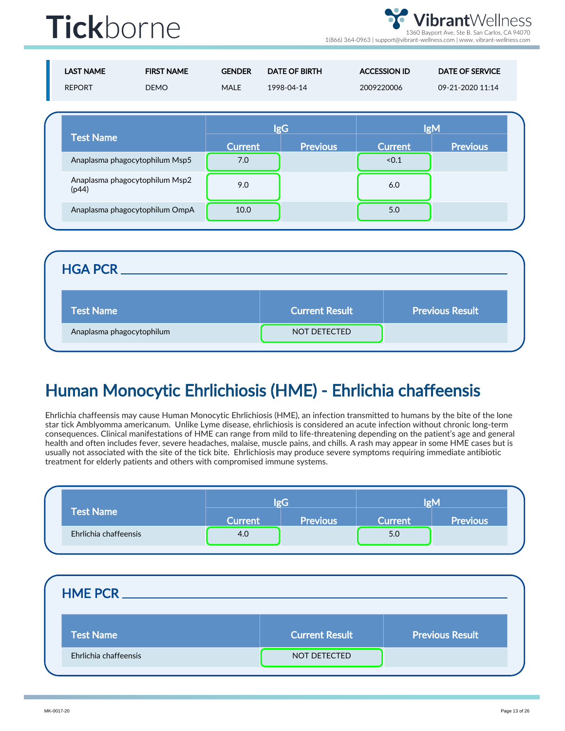| LAST NAME | FIRST NAME | GENDER | DATE OF BIRTH | ACCESSION ID | DATE OF SERVICE |
|---|---|---|---|---|---|
| REPORT | DEMO | MALE | 1998-04-14 | 2009220006 | 09-21-2020 11:14 |

| Test Name | IgG | | IgM | |
|---|---|---|---|---|
| | Current | Previous | Current | Previous |
| Anaplasma phagocytophilum Msp5 | 7.0 | | <0.1 | |
| Anaplasma phagocytophilum Msp2 (p44) | 9.0 | | 6.0 | |
| Anaplasma phagocytophilum OmpA | 10.0 | | 5.0 | |

## HGA PCR

| Test Name | Current Result | Previous Result |
|---|---|---|
| Anaplasma phagocytophilum | NOT DETECTED | |

# Human Monocytic Ehrlichiosis (HME) - Ehrlichia chaffeensis

Ehrlichia chaffeensis may cause Human Monocytic Ehrlichiosis (HME), an infection transmitted to humans by the bite of the lone star tick Amblyomma americanum. Unlike Lyme disease, ehrlichiosis is considered an acute infection without chronic long-term consequences. Clinical manifestations of HME can range from mild to life-threatening depending on the patient's age and general health and often includes fever, severe headaches, malaise, muscle pains, and chills. A rash may appear in some HME cases but is usually not associated with the site of the tick bite. Ehrlichiosis may produce severe symptoms requiring immediate antibiotic treatment for elderly patients and others with compromised immune systems.

| Test Name | IgG | | IgM | |
|---|---|---|---|---|
| | Current | Previous | Current | Previous |
| Ehrlichia chaffeensis | 4.0 | | 5.0 | |

## HME PCR

| Test Name | Current Result | Previous Result |
|---|---|---|
| Ehrlichia chaffeensis | NOT DETECTED | |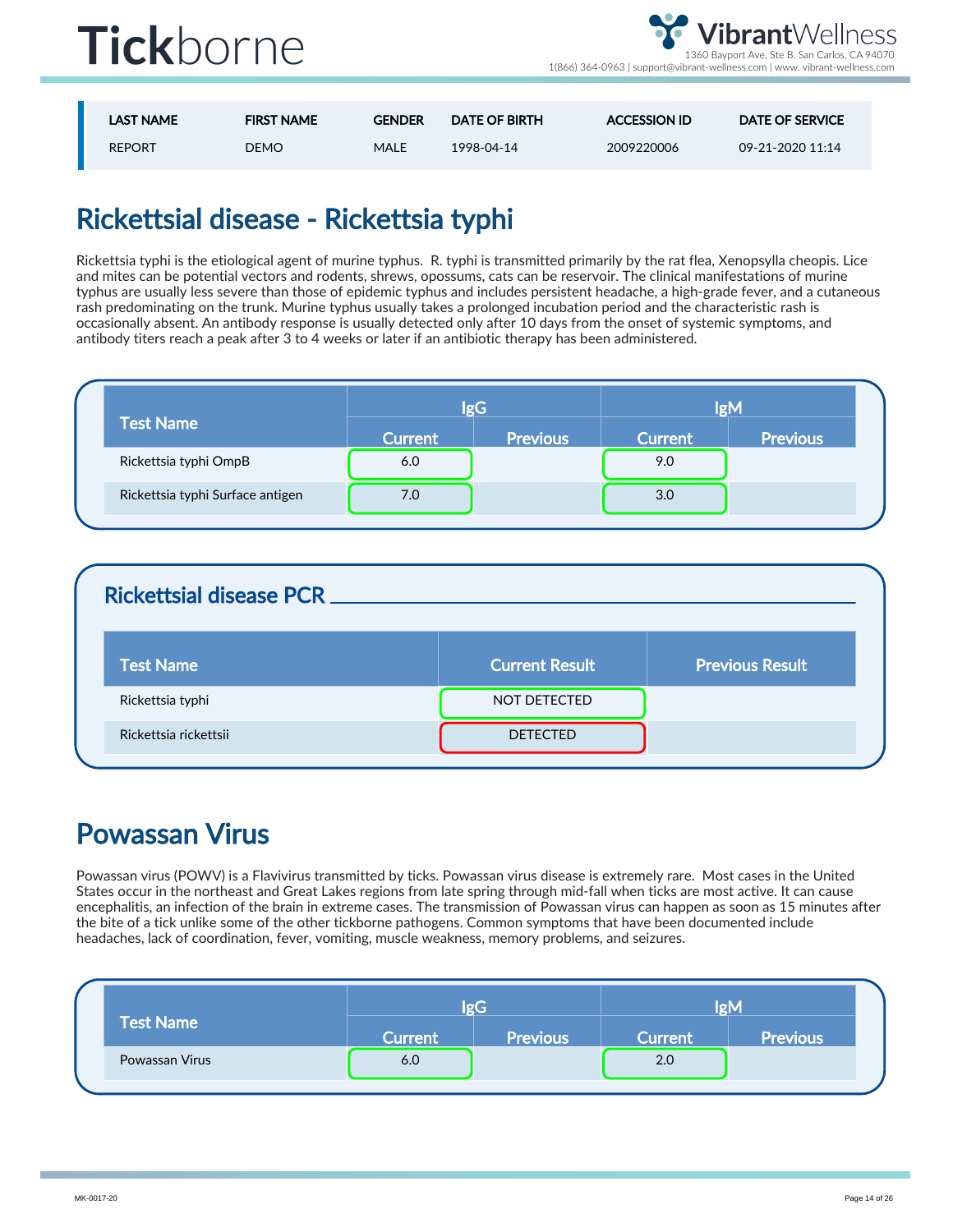| LAST NAME | FIRST NAME | GENDER | DATE OF BIRTH | ACCESSION ID | DATE OF SERVICE |
|---|---|---|---|---|---|
| REPORT | DEMO | MALE | 1998-04-14 | 2009220006 | 09-21-2020 11:14 |

# Rickettsial disease - Rickettsia typhi

Rickettsia typhi is the etiological agent of murine typhus. R. typhi is transmitted primarily by the rat flea, Xenopsylla cheopis. Lice and mites can be potential vectors and rodents, shrews, opossums, cats can be reservoir. The clinical manifestations of murine typhus are usually less severe than those of epidemic typhus and includes persistent headache, a high-grade fever, and a cutaneous rash predominating on the trunk. Murine typhus usually takes a prolonged incubation period and the characteristic rash is occasionally absent. An antibody response is usually detected only after 10 days from the onset of systemic symptoms, and antibody titers reach a peak after 3 to 4 weeks or later if an antibiotic therapy has been administered.

| Test Name | IgG | | IgM | |
|---|---|---|---|---|
| | Current | Previous | Current | Previous |
| Rickettsia typhi OmpB | 6.0 | | 9.0 | |
| Rickettsia typhi Surface antigen | 7.0 | | 3.0 | |

## Rickettsial disease PCR

| Test Name | Current Result | Previous Result |
|---|---|---|
| Rickettsia typhi | NOT DETECTED | |
| Rickettsia rickettsii | DETECTED | |

# Powassan Virus

Powassan virus (POWV) is a Flavivirus transmitted by ticks. Powassan virus disease is extremely rare. Most cases in the United States occur in the northeast and Great Lakes regions from late spring through mid-fall when ticks are most active. It can cause encephalitis, an infection of the brain in extreme cases. The transmission of Powassan virus can happen as soon as 15 minutes after the bite of a tick unlike some of the other tickborne pathogens. Common symptoms that have been documented include headaches, lack of coordination, fever, vomiting, muscle weakness, memory problems, and seizures.

| Test Name | IgG | | IgM | |
|---|---|---|---|---|
| | Current | Previous | Current | Previous |
| Powassan Virus | 6.0 | | 2.0 | |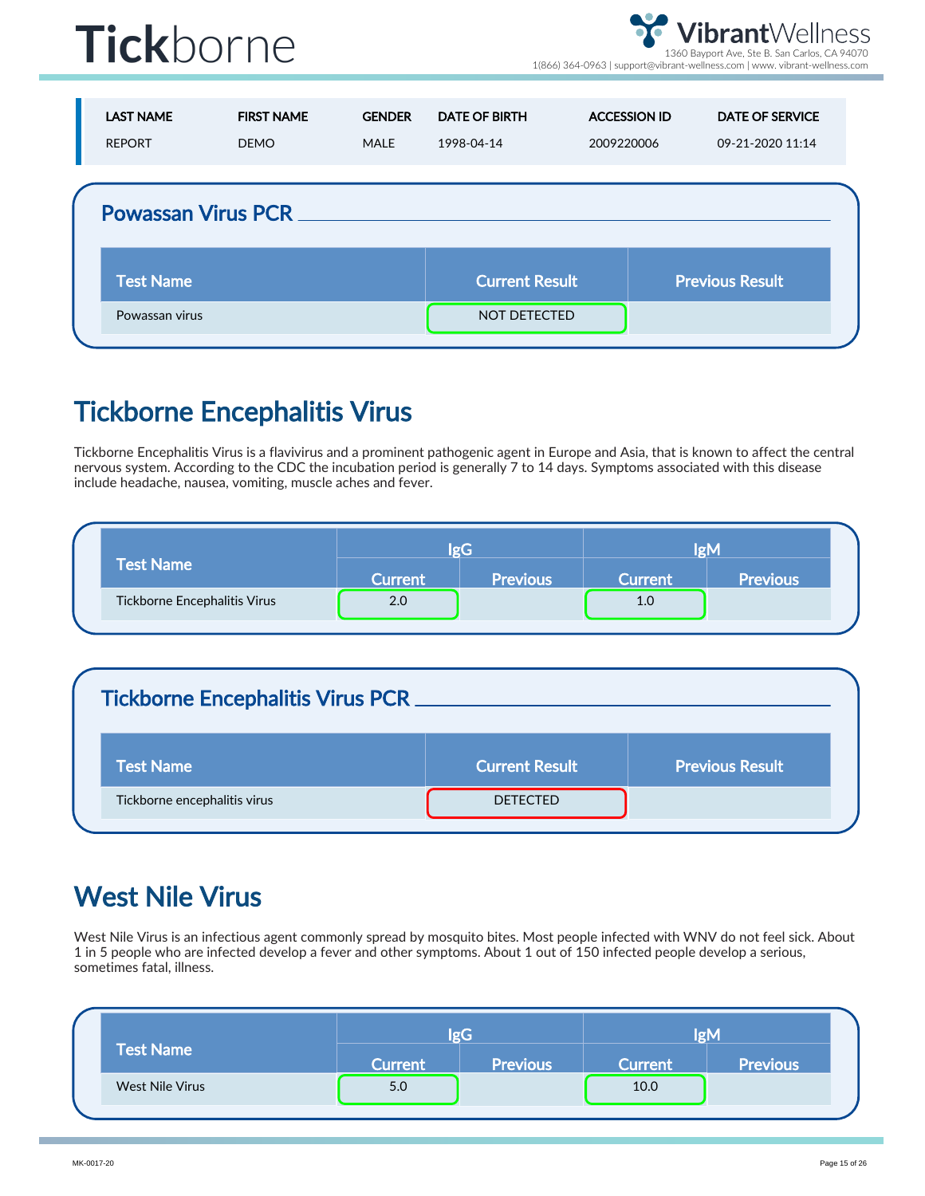# Tickborne

| LAST NAME | FIRST NAME | GENDER | DATE OF BIRTH | ACCESSION ID | DATE OF SERVICE |
| --- | --- | --- | --- | --- | --- |
| REPORT | DEMO | MALE | 1998-04-14 | 2009220006 | 09-21-2020 11:14 |

## Powassan Virus PCR

| Test Name | Current Result | Previous Result |
| --- | --- | --- |
| Powassan virus | NOT DETECTED | |

## Tickborne Encephalitis Virus

Tickborne Encephalitis Virus is a flavivirus and a prominent pathogenic agent in Europe and Asia, that is known to affect the central nervous system. According to the CDC the incubation period is generally 7 to 14 days. Symptoms associated with this disease include headache, nausea, vomiting, muscle aches and fever.

| Test Name | IgG | | IgM | |
| --- | --- | --- | --- | --- |
| | Current | Previous | Current | Previous |
| Tickborne Encephalitis Virus | 2.0 | | 1.0 | |

## Tickborne Encephalitis Virus PCR

| Test Name | Current Result | Previous Result |
| --- | --- | --- |
| Tickborne encephalitis virus | DETECTED | |

## West Nile Virus

West Nile Virus is an infectious agent commonly spread by mosquito bites. Most people infected with WNV do not feel sick. About 1 in 5 people who are infected develop a fever and other symptoms. About 1 out of 150 infected people develop a serious, sometimes fatal, illness.

| Test Name | IgG | | IgM | |
| --- | --- | --- | --- | --- |
| | Current | Previous | Current | Previous |
| West Nile Virus | 5.0 | | 10.0 | |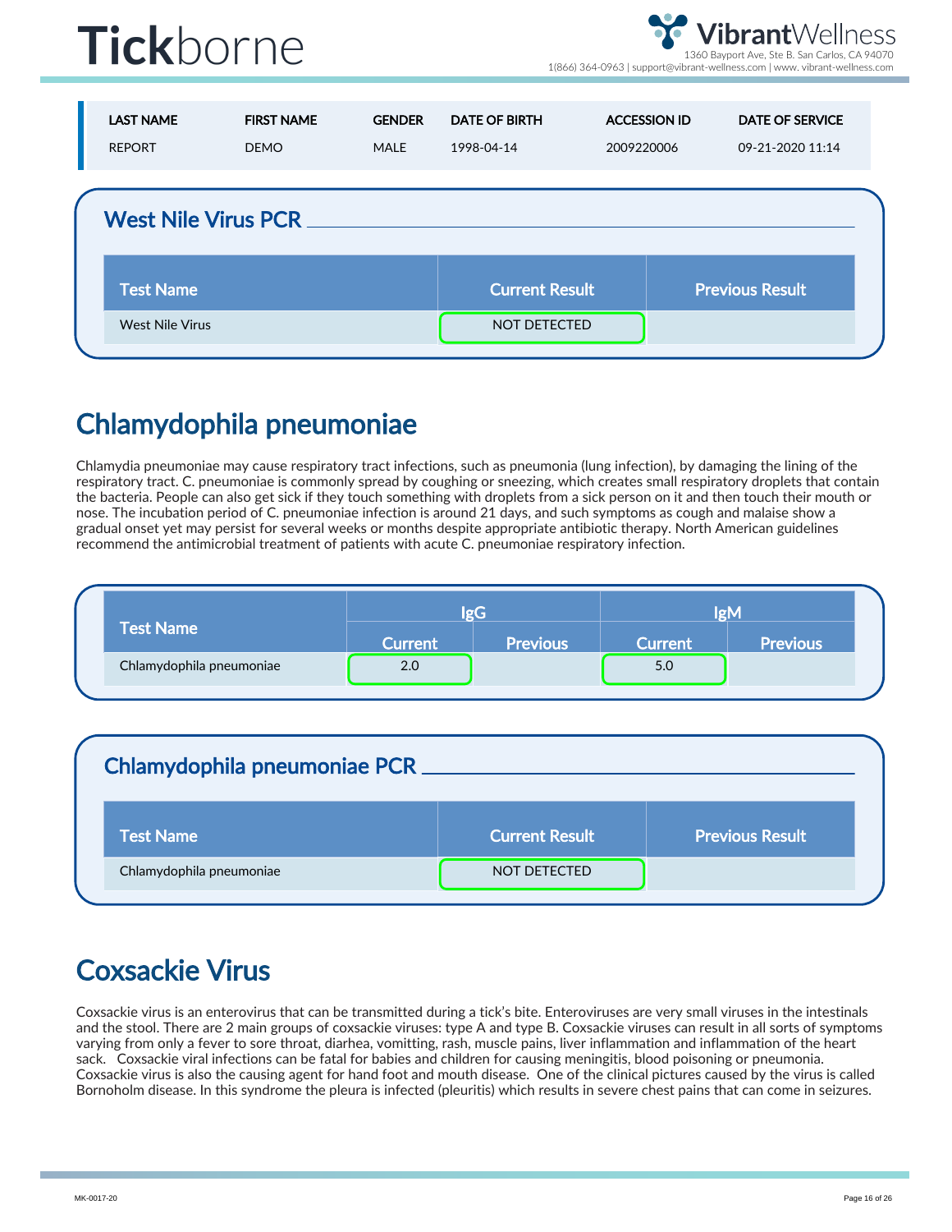| LAST NAME | FIRST NAME | GENDER | DATE OF BIRTH | ACCESSION ID | DATE OF SERVICE |
|---|---|---|---|---|---|
| REPORT | DEMO | MALE | 1998-04-14 | 2009220006 | 09-21-2020 11:14 |

### West Nile Virus PCR

| Test Name | Current Result | Previous Result |
|---|---|---|
| West Nile Virus | NOT DETECTED | |

## Chlamydophila pneumoniae

Chlamydia pneumoniae may cause respiratory tract infections, such as pneumonia (lung infection), by damaging the lining of the respiratory tract. C. pneumoniae is commonly spread by coughing or sneezing, which creates small respiratory droplets that contain the bacteria. People can also get sick if they touch something with droplets from a sick person on it and then touch their mouth or nose. The incubation period of C. pneumoniae infection is around 21 days, and such symptoms as cough and malaise show a gradual onset yet may persist for several weeks or months despite appropriate antibiotic therapy. North American guidelines recommend the antimicrobial treatment of patients with acute C. pneumoniae respiratory infection.

| Test Name | IgG | | IgM | |
|---|---|---|---|---|
| | Current | Previous | Current | Previous |
| Chlamydophila pneumoniae | 2.0 | | 5.0 | |

### Chlamydophila pneumoniae PCR

| Test Name | Current Result | Previous Result |
|---|---|---|
| Chlamydophila pneumoniae | NOT DETECTED | |

## Coxsackie Virus

Coxsackie virus is an enterovirus that can be transmitted during a tick's bite. Enteroviruses are very small viruses in the intestinals and the stool. There are 2 main groups of coxsackie viruses: type A and type B. Coxsackie viruses can result in all sorts of symptoms varying from only a fever to sore throat, diarhea, vomitting, rash, muscle pains, liver inflammation and inflammation of the heart sack. Coxsackie viral infections can be fatal for babies and children for causing meningitis, blood poisoning or pneumonia. Coxsackie virus is also the causing agent for hand foot and mouth disease. One of the clinical pictures caused by the virus is called Bornoholm disease. In this syndrome the pleura is infected (pleuritis) which results in severe chest pains that can come in seizures.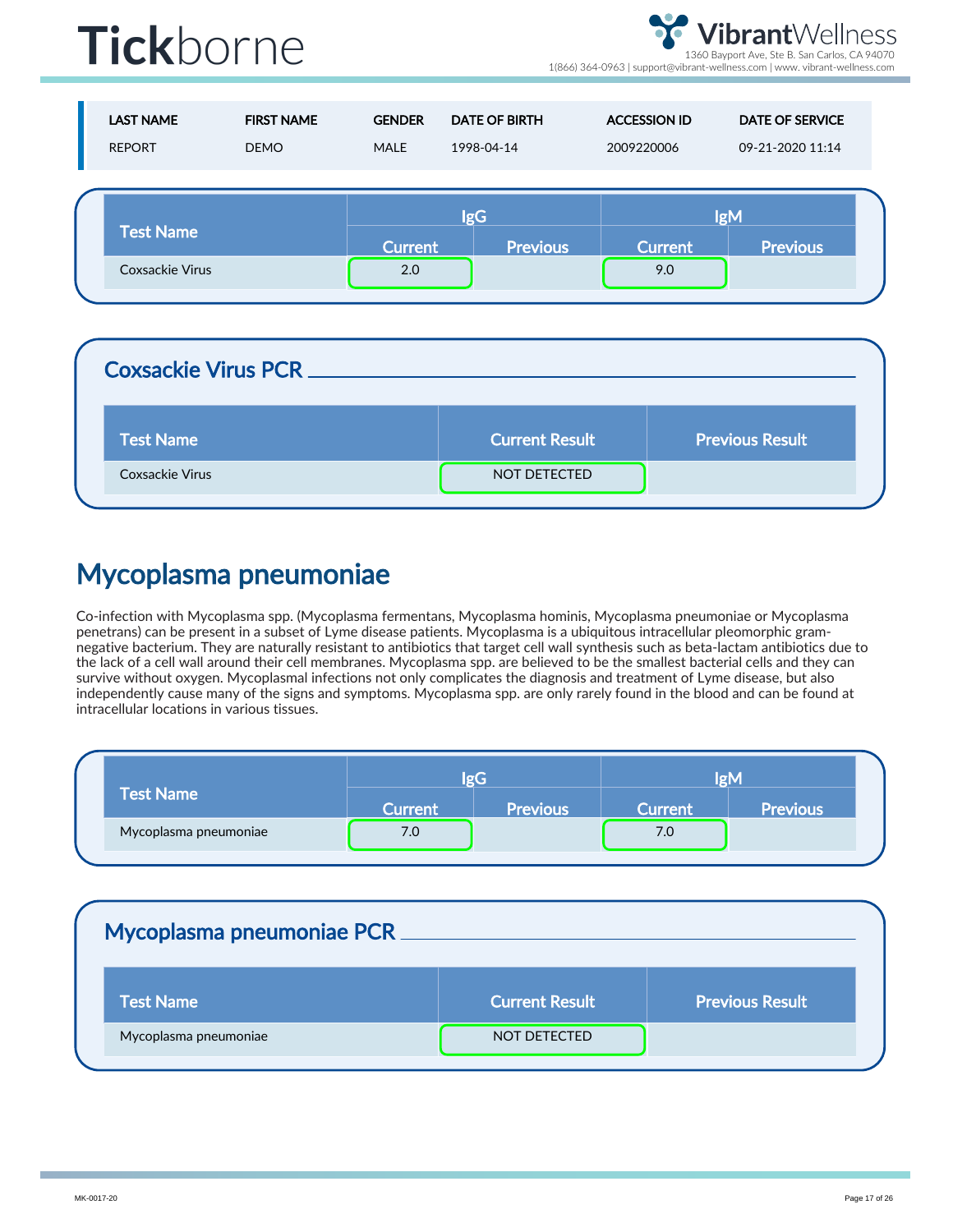| LAST NAME | FIRST NAME | GENDER | DATE OF BIRTH | ACCESSION ID | DATE OF SERVICE |
|---|---|---|---|---|---|
| REPORT | DEMO | MALE | 1998-04-14 | 2009220006 | 09-21-2020 11:14 |

| Test Name | IgG | | IgM | |
|---|---|---|---|---|
| | Current | Previous | Current | Previous |
| Coxsackie Virus | 2.0 | | 9.0 | |

## Coxsackie Virus PCR

| Test Name | Current Result | Previous Result |
|---|---|---|
| Coxsackie Virus | NOT DETECTED | |

# Mycoplasma pneumoniae

Co-infection with Mycoplasma spp. (Mycoplasma fermentans, Mycoplasma hominis, Mycoplasma pneumoniae or Mycoplasma penetrans) can be present in a subset of Lyme disease patients. Mycoplasma is a ubiquitous intracellular pleomorphic gram-negative bacterium. They are naturally resistant to antibiotics that target cell wall synthesis such as beta-lactam antibiotics due to the lack of a cell wall around their cell membranes. Mycoplasma spp. are believed to be the smallest bacterial cells and they can survive without oxygen. Mycoplasmal infections not only complicates the diagnosis and treatment of Lyme disease, but also independently cause many of the signs and symptoms. Mycoplasma spp. are only rarely found in the blood and can be found at intracellular locations in various tissues.

| Test Name | IgG | | IgM | |
|---|---|---|---|---|
| | Current | Previous | Current | Previous |
| Mycoplasma pneumoniae | 7.0 | | 7.0 | |

## Mycoplasma pneumoniae PCR

| Test Name | Current Result | Previous Result |
|---|---|---|
| Mycoplasma pneumoniae | NOT DETECTED | |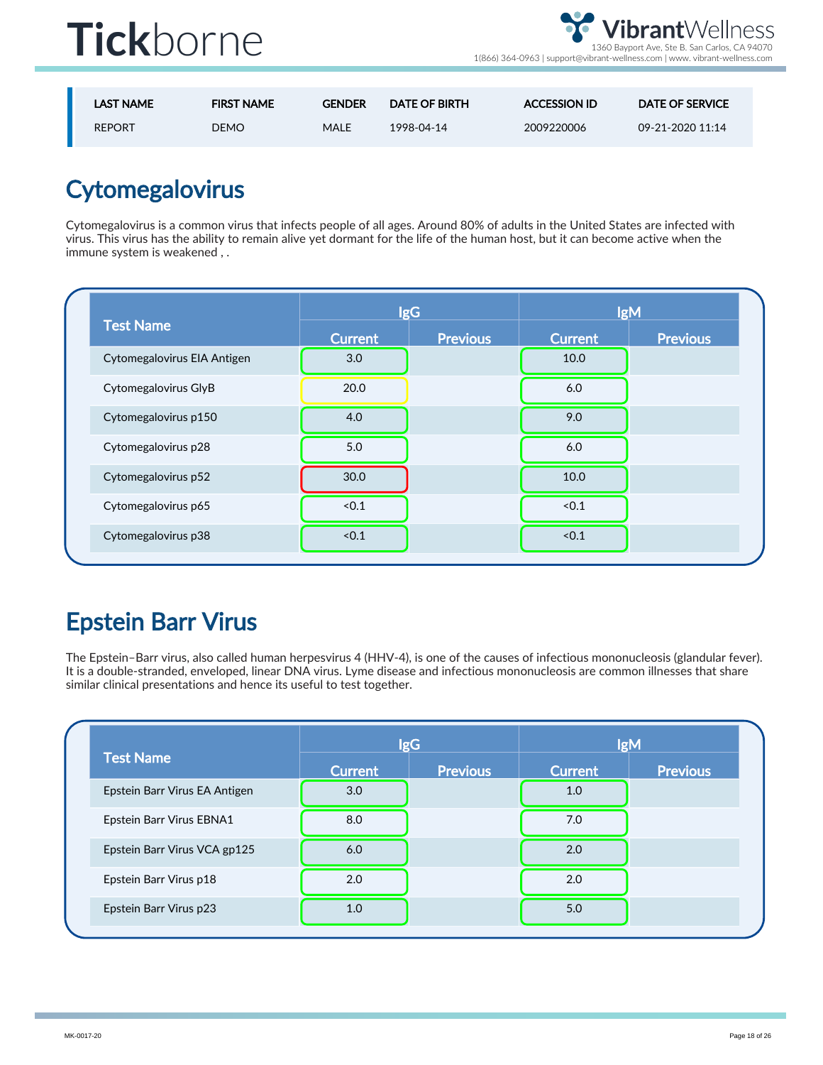# Tickborne

| LAST NAME | FIRST NAME | GENDER | DATE OF BIRTH | ACCESSION ID | DATE OF SERVICE |
|---|---|---|---|---|---|
| REPORT | DEMO | MALE | 1998-04-14 | 2009220006 | 09-21-2020 11:14 |

## Cytomegalovirus

Cytomegalovirus is a common virus that infects people of all ages. Around 80% of adults in the United States are infected with virus. This virus has the ability to remain alive yet dormant for the life of the human host, but it can become active when the immune system is weakened , .

| Test Name | IgG | | IgM | |
|---|---|---|---|---|
| | Current | Previous | Current | Previous |
| Cytomegalovirus EIA Antigen | 3.0 | | 10.0 | |
| Cytomegalovirus GlyB | 20.0 | | 6.0 | |
| Cytomegalovirus p150 | 4.0 | | 9.0 | |
| Cytomegalovirus p28 | 5.0 | | 6.0 | |
| Cytomegalovirus p52 | 30.0 | | 10.0 | |
| Cytomegalovirus p65 | <0.1 | | <0.1 | |
| Cytomegalovirus p38 | <0.1 | | <0.1 | |

## Epstein Barr Virus

The Epstein–Barr virus, also called human herpesvirus 4 (HHV-4), is one of the causes of infectious mononucleosis (glandular fever). It is a double-stranded, enveloped, linear DNA virus. Lyme disease and infectious mononucleosis are common illnesses that share similar clinical presentations and hence its useful to test together.

| Test Name | IgG | | IgM | |
|---|---|---|---|---|
| | Current | Previous | Current | Previous |
| Epstein Barr Virus EA Antigen | 3.0 | | 1.0 | |
| Epstein Barr Virus EBNA1 | 8.0 | | 7.0 | |
| Epstein Barr Virus VCA gp125 | 6.0 | | 2.0 | |
| Epstein Barr Virus p18 | 2.0 | | 2.0 | |
| Epstein Barr Virus p23 | 1.0 | | 5.0 | |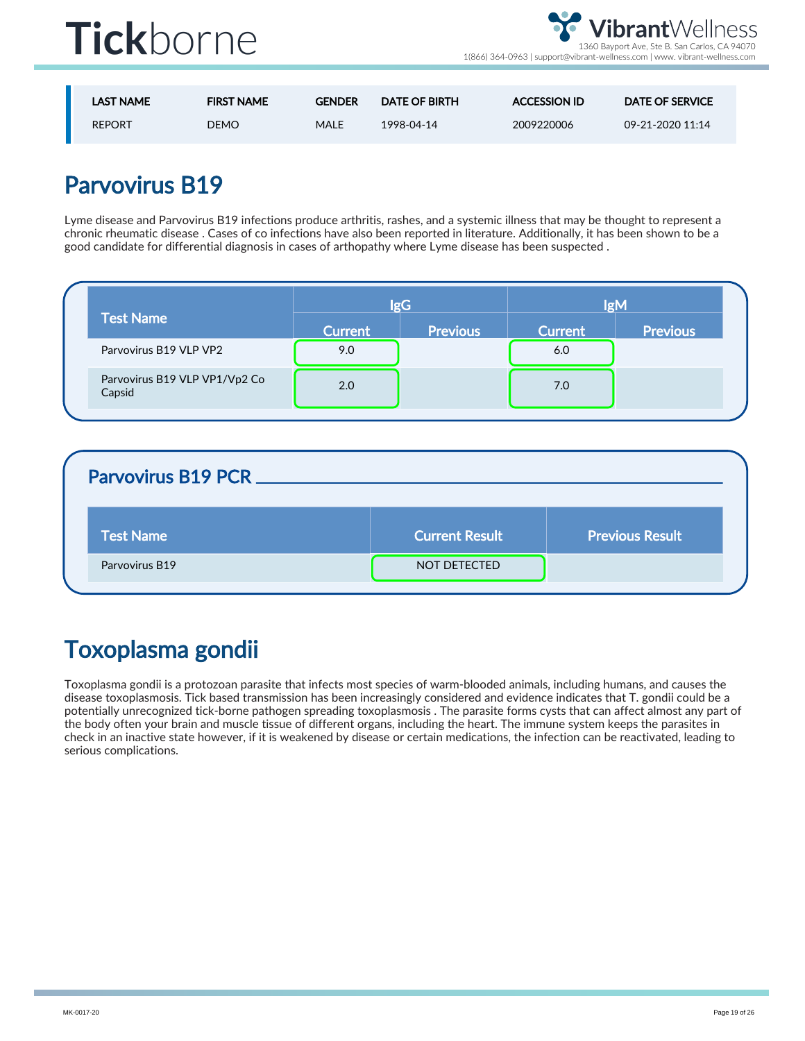| LAST NAME | FIRST NAME | GENDER | DATE OF BIRTH | ACCESSION ID | DATE OF SERVICE |
|---|---|---|---|---|---|
| REPORT | DEMO | MALE | 1998-04-14 | 2009220006 | 09-21-2020 11:14 |

## Parvovirus B19

Lyme disease and Parvovirus B19 infections produce arthritis, rashes, and a systemic illness that may be thought to represent a chronic rheumatic disease . Cases of co infections have also been reported in literature. Additionally, it has been shown to be a good candidate for differential diagnosis in cases of arthopathy where Lyme disease has been suspected .

| Test Name | IgG | | IgM | |
|---|---|---|---|---|
| | Current | Previous | Current | Previous |
| Parvovirus B19 VLP VP2 | 9.0 | | 6.0 | |
| Parvovirus B19 VLP VP1/Vp2 Co Capsid | 2.0 | | 7.0 | |

### Parvovirus B19 PCR

| Test Name | Current Result | Previous Result |
|---|---|---|
| Parvovirus B19 | NOT DETECTED | |

## Toxoplasma gondii

Toxoplasma gondii is a protozoan parasite that infects most species of warm-blooded animals, including humans, and causes the disease toxoplasmosis. Tick based transmission has been increasingly considered and evidence indicates that T. gondii could be a potentially unrecognized tick-borne pathogen spreading toxoplasmosis . The parasite forms cysts that can affect almost any part of the body often your brain and muscle tissue of different organs, including the heart. The immune system keeps the parasites in check in an inactive state however, if it is weakened by disease or certain medications, the infection can be reactivated, leading to serious complications.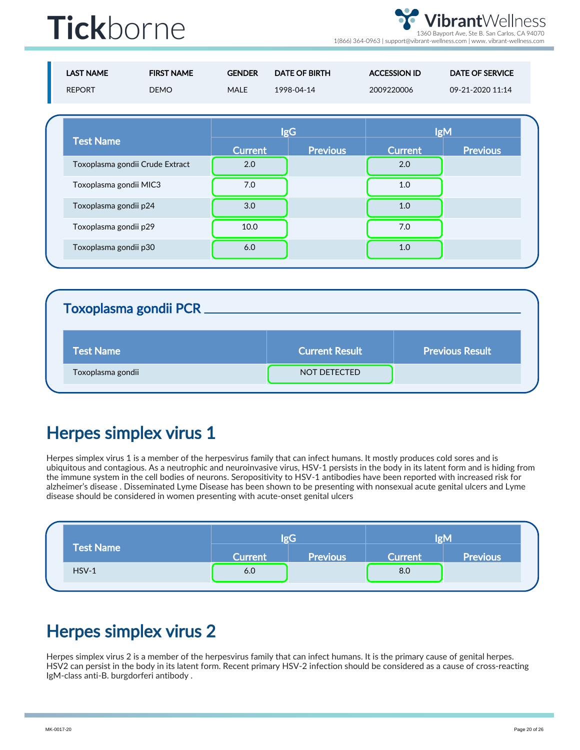# Tickborne

| LAST NAME | FIRST NAME | GENDER | DATE OF BIRTH | ACCESSION ID | DATE OF SERVICE |
|---|---|---|---|---|---|
| REPORT | DEMO | MALE | 1998-04-14 | 2009220006 | 09-21-2020 11:14 |

| Test Name | IgG | | IgM | |
|---|---|---|---|---|
| | Current | Previous | Current | Previous |
| Toxoplasma gondii Crude Extract | 2.0 | | 2.0 | |
| Toxoplasma gondii MIC3 | 7.0 | | 1.0 | |
| Toxoplasma gondii p24 | 3.0 | | 1.0 | |
| Toxoplasma gondii p29 | 10.0 | | 7.0 | |
| Toxoplasma gondii p30 | 6.0 | | 1.0 | |

## Toxoplasma gondii PCR

| Test Name | Current Result | Previous Result |
|---|---|---|
| Toxoplasma gondii | NOT DETECTED | |

# Herpes simplex virus 1

Herpes simplex virus 1 is a member of the herpesvirus family that can infect humans. It mostly produces cold sores and is ubiquitous and contagious. As a neutrophic and neuroinvasive virus, HSV-1 persists in the body in its latent form and is hiding from the immune system in the cell bodies of neurons. Seropositivity to HSV-1 antibodies have been reported with increased risk for alzheimer's disease . Disseminated Lyme Disease has been shown to be presenting with nonsexual acute genital ulcers and Lyme disease should be considered in women presenting with acute-onset genital ulcers

| Test Name | IgG | | IgM | |
|---|---|---|---|---|
| | Current | Previous | Current | Previous |
| HSV-1 | 6.0 | | 8.0 | |

# Herpes simplex virus 2

Herpes simplex virus 2 is a member of the herpesvirus family that can infect humans. It is the primary cause of genital herpes. HSV2 can persist in the body in its latent form. Recent primary HSV-2 infection should be considered as a cause of cross-reacting IgM-class anti-B. burgdorferi antibody .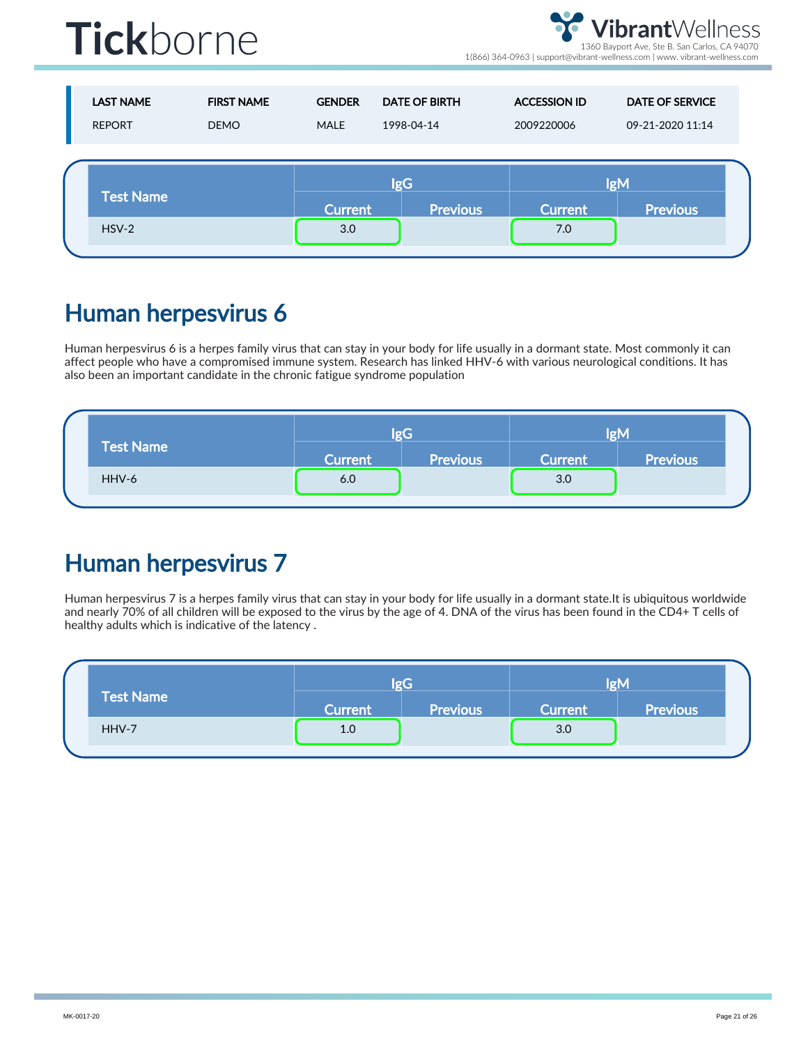# Tickborne

| LAST NAME | FIRST NAME | GENDER | DATE OF BIRTH | ACCESSION ID | DATE OF SERVICE |
|---|---|---|---|---|---|
| REPORT | DEMO | MALE | 1998-04-14 | 2009220006 | 09-21-2020 11:14 |

| Test Name | IgG | | IgM | |
|---|---|---|---|---|
| | Current | Previous | Current | Previous |
| HSV-2 | 3.0 | | 7.0 | |

## Human herpesvirus 6

Human herpesvirus 6 is a herpes family virus that can stay in your body for life usually in a dormant state. Most commonly it can affect people who have a compromised immune system. Research has linked HHV-6 with various neurological conditions. It has also been an important candidate in the chronic fatigue syndrome population

| Test Name | IgG | | IgM | |
|---|---|---|---|---|
| | Current | Previous | Current | Previous |
| HHV-6 | 6.0 | | 3.0 | |

## Human herpesvirus 7

Human herpesvirus 7 is a herpes family virus that can stay in your body for life usually in a dormant state.It is ubiquitous worldwide and nearly 70% of all children will be exposed to the virus by the age of 4. DNA of the virus has been found in the CD4+ T cells of healthy adults which is indicative of the latency .

| Test Name | IgG | | IgM | |
|---|---|---|---|---|
| | Current | Previous | Current | Previous |
| HHV-7 | 1.0 | | 3.0 | |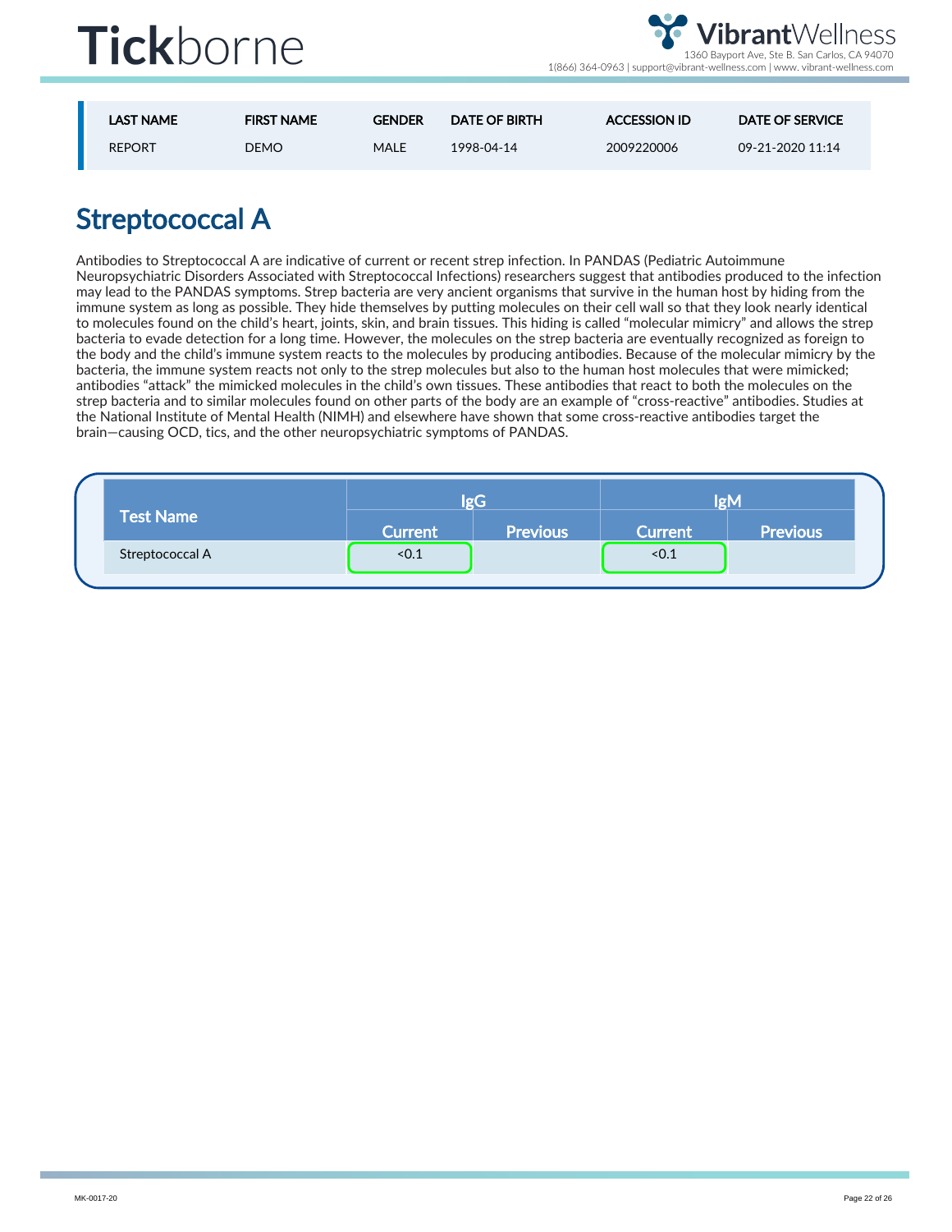| LAST NAME | FIRST NAME | GENDER | DATE OF BIRTH | ACCESSION ID | DATE OF SERVICE |
|---|---|---|---|---|---|
| REPORT | DEMO | MALE | 1998-04-14 | 2009220006 | 09-21-2020 11:14 |

# Streptococcal A

Antibodies to Streptococcal A are indicative of current or recent strep infection. In PANDAS (Pediatric Autoimmune Neuropsychiatric Disorders Associated with Streptococcal Infections) researchers suggest that antibodies produced to the infection may lead to the PANDAS symptoms. Strep bacteria are very ancient organisms that survive in the human host by hiding from the immune system as long as possible. They hide themselves by putting molecules on their cell wall so that they look nearly identical to molecules found on the child's heart, joints, skin, and brain tissues. This hiding is called "molecular mimicry" and allows the strep bacteria to evade detection for a long time. However, the molecules on the strep bacteria are eventually recognized as foreign to the body and the child's immune system reacts to the molecules by producing antibodies. Because of the molecular mimicry by the bacteria, the immune system reacts not only to the strep molecules but also to the human host molecules that were mimicked; antibodies "attack" the mimicked molecules in the child's own tissues. These antibodies that react to both the molecules on the strep bacteria and to similar molecules found on other parts of the body are an example of "cross-reactive" antibodies. Studies at the National Institute of Mental Health (NIMH) and elsewhere have shown that some cross-reactive antibodies target the brain—causing OCD, tics, and the other neuropsychiatric symptoms of PANDAS.

| Test Name | IgG | | IgM | |
|---|---|---|---|---|
| | Current | Previous | Current | Previous |
| Streptococcal A | <0.1 | | <0.1 | |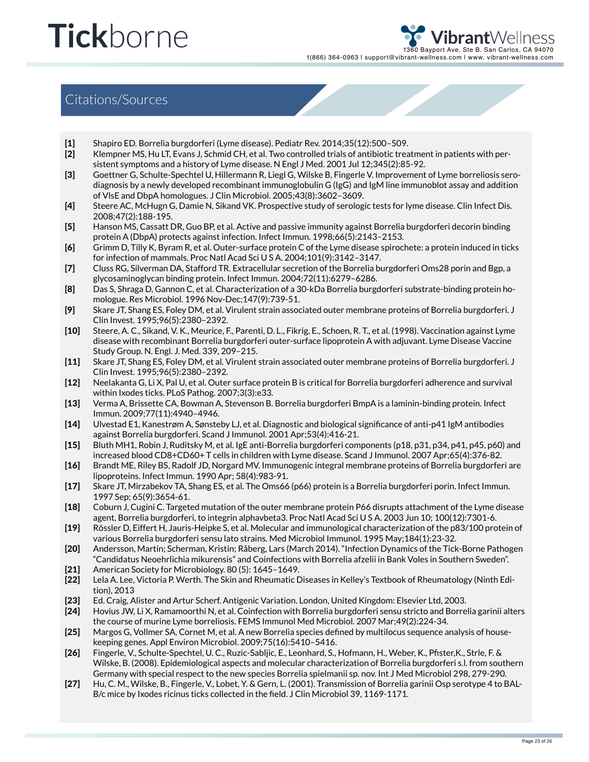## Citations/Sources

**[1]** Shapiro ED. Borrelia burgdorferi (Lyme disease). Pediatr Rev. 2014;35(12):500–509.

**[2]** Klempner MS, Hu LT, Evans J, Schmid CH, et al. Two controlled trials of antibiotic treatment in patients with persistent symptoms and a history of Lyme disease. N Engl J Med. 2001 Jul 12;345(2):85-92.

**[3]** Goettner G, Schulte-Spechtel U, Hillermann R, Liegl G, Wilske B, Fingerle V. Improvement of Lyme borreliosis serodiagnosis by a newly developed recombinant immunoglobulin G (IgG) and IgM line immunoblot assay and addition of VlsE and DbpA homologues. J Clin Microbiol. 2005;43(8):3602–3609.

**[4]** Steere AC, McHugn G, Damie N, Sikand VK. Prospective study of serologic tests for lyme disease. Clin Infect Dis. 2008;47(2):188-195.

**[5]** Hanson MS, Cassatt DR, Guo BP, et al. Active and passive immunity against Borrelia burgdorferi decorin binding protein A (DbpA) protects against infection. Infect Immun. 1998;66(5):2143–2153.

**[6]** Grimm D, Tilly K, Byram R, et al. Outer-surface protein C of the Lyme disease spirochete: a protein induced in ticks for infection of mammals. Proc Natl Acad Sci U S A. 2004;101(9):3142–3147.

**[7]** Cluss RG, Silverman DA, Stafford TR. Extracellular secretion of the Borrelia burgdorferi Oms28 porin and Bgp, a glycosaminoglycan binding protein. Infect Immun. 2004;72(11):6279–6286.

**[8]** Das S, Shraga D, Gannon C, et al. Characterization of a 30-kDa Borrelia burgdorferi substrate-binding protein homologue. Res Microbiol. 1996 Nov-Dec;147(9):739-51.

**[9]** Skare JT, Shang ES, Foley DM, et al. Virulent strain associated outer membrane proteins of Borrelia burgdorferi. J Clin Invest. 1995;96(5):2380–2392.

**[10]** Steere, A. C., Sikand, V. K., Meurice, F., Parenti, D. L., Fikrig, E., Schoen, R. T., et al. (1998). Vaccination against Lyme disease with recombinant Borrelia burgdorferi outer-surface lipoprotein A with adjuvant. Lyme Disease Vaccine Study Group. N. Engl. J. Med. 339, 209–215.

**[11]** Skare JT, Shang ES, Foley DM, et al. Virulent strain associated outer membrane proteins of Borrelia burgdorferi. J Clin Invest. 1995;96(5):2380–2392.

**[12]** Neelakanta G, Li X, Pal U, et al. Outer surface protein B is critical for Borrelia burgdorferi adherence and survival within Ixodes ticks. PLoS Pathog. 2007;3(3):e33.

**[13]** Verma A, Brissette CA, Bowman A, Stevenson B. Borrelia burgdorferi BmpA is a laminin-binding protein. Infect Immun. 2009;77(11):4940–4946.

**[14]** Ulvestad E1, Kanestrøm A, Sønsteby LJ, et al. Diagnostic and biological significance of anti-p41 IgM antibodies against Borrelia burgdorferi. Scand J Immunol. 2001 Apr;53(4):416-21.

**[15]** Bluth MH1, Robin J, Ruditsky M, et al. IgE anti-Borrelia burgdorferi components (p18, p31, p34, p41, p45, p60) and increased blood CD8+CD60+ T cells in children with Lyme disease. Scand J Immunol. 2007 Apr;65(4):376-82.

**[16]** Brandt ME, Riley BS, Radolf JD, Norgard MV. Immunogenic integral membrane proteins of Borrelia burgdorferi are lipoproteins. Infect Immun. 1990 Apr; 58(4):983-91.

**[17]** Skare JT, Mirzabekov TA, Shang ES, et al. The Oms66 (p66) protein is a Borrelia burgdorferi porin. Infect Immun. 1997 Sep; 65(9):3654-61.

**[18]** Coburn J, Cugini C. Targeted mutation of the outer membrane protein P66 disrupts attachment of the Lyme disease agent, Borrelia burgdorferi, to integrin alphavbeta3. Proc Natl Acad Sci U S A. 2003 Jun 10; 100(12):7301-6.

**[19]** Rössler D, Eiffert H, Jauris-Heipke S, et al. Molecular and immunological characterization of the p83/100 protein of various Borrelia burgdorferi sensu lato strains. Med Microbiol Immunol. 1995 May;184(1):23-32.

**[20]** Andersson, Martin; Scherman, Kristin; Råberg, Lars (March 2014). "Infection Dynamics of the Tick-Borne Pathogen "Candidatus Neoehrlichia mikurensis" and Coinfections with Borrelia afzelii in Bank Voles in Southern Sweden".

**[21]** American Society for Microbiology. 80 (5): 1645–1649.

**[22]** Lela A. Lee, Victoria P. Werth. The Skin and Rheumatic Diseases in Kelley's Textbook of Rheumatology (Ninth Edition), 2013

**[23]** Ed. Craig, Alister and Artur Scherf. Antigenic Variation. London, United Kingdom: Elsevier Ltd, 2003.

**[24]** Hovius JW, Li X, Ramamoorthi N, et al. Coinfection with Borrelia burgdorferi sensu stricto and Borrelia garinii alters the course of murine Lyme borreliosis. FEMS Immunol Med Microbiol. 2007 Mar;49(2):224-34.

**[25]** Margos G, Vollmer SA, Cornet M, et al. A new Borrelia species defined by multilocus sequence analysis of housekeeping genes. Appl Environ Microbiol. 2009;75(16):5410–5416.

**[26]** Fingerle, V., Schulte-Spechtel, U. C., Ruzic-Sabljic, E., Leonhard, S., Hofmann, H., Weber, K., Pfister,K., Strle, F. & Wilske, B. (2008). Epidemiological aspects and molecular characterization of Borrelia burgdorferi s.l. from southern Germany with special respect to the new species Borrelia spielmanii sp. nov. Int J Med Microbiol 298, 279-290.

**[27]** Hu, C. M., Wilske, B., Fingerle, V., Lobet, Y. & Gern, L. (2001). Transmission of Borrelia garinii Osp serotype 4 to BALB/c mice by Ixodes ricinus ticks collected in the field. J Clin Microbiol 39, 1169-1171.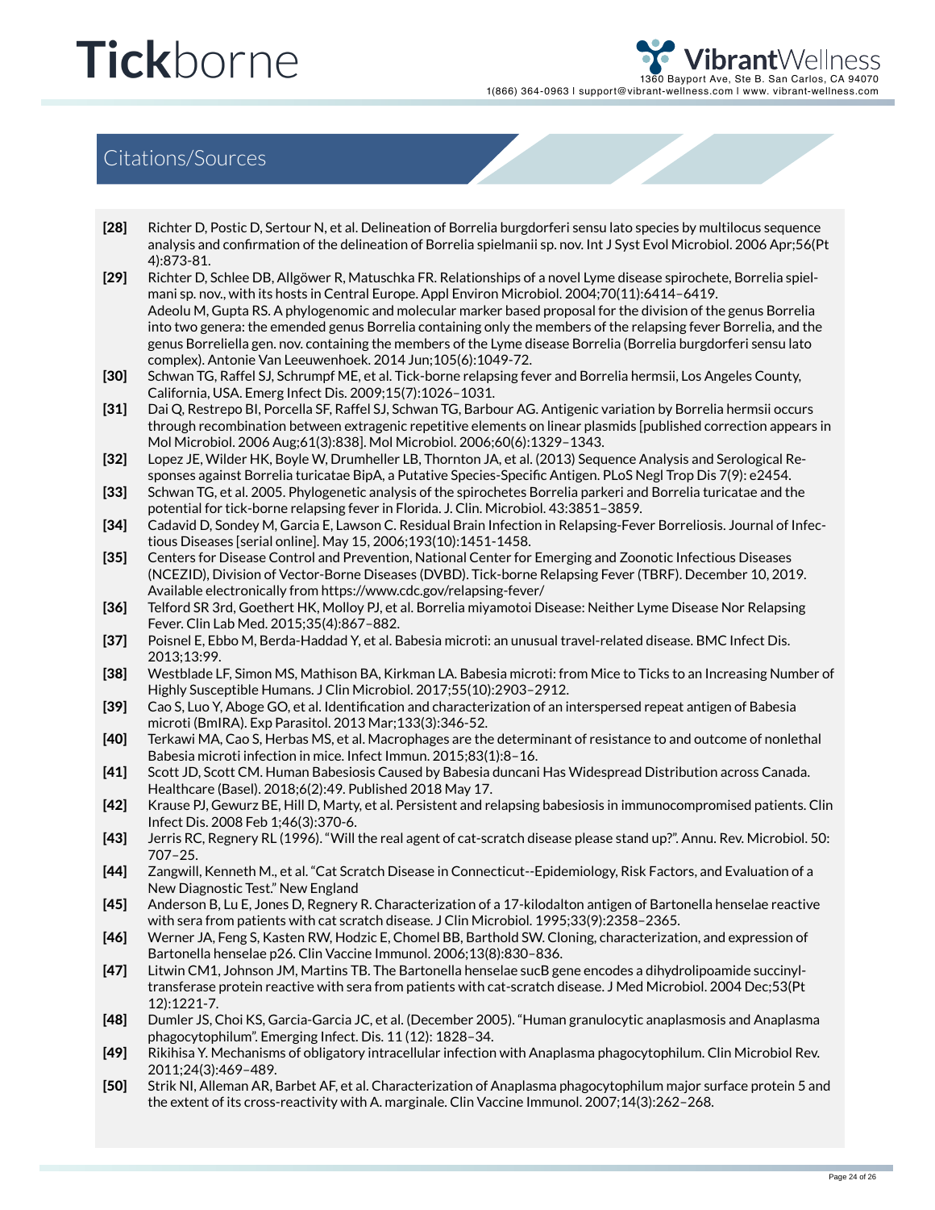## Citations/Sources

**[28]** Richter D, Postic D, Sertour N, et al. Delineation of Borrelia burgdorferi sensu lato species by multilocus sequence analysis and confirmation of the delineation of Borrelia spielmanii sp. nov. Int J Syst Evol Microbiol. 2006 Apr;56(Pt 4):873-81.

**[29]** Richter D, Schlee DB, Allgöwer R, Matuschka FR. Relationships of a novel Lyme disease spirochete, Borrelia spielmani sp. nov., with its hosts in Central Europe. Appl Environ Microbiol. 2004;70(11):6414–6419.
Adeolu M, Gupta RS. A phylogenomic and molecular marker based proposal for the division of the genus Borrelia into two genera: the emended genus Borrelia containing only the members of the relapsing fever Borrelia, and the genus Borreliella gen. nov. containing the members of the Lyme disease Borrelia (Borrelia burgdorferi sensu lato complex). Antonie Van Leeuwenhoek. 2014 Jun;105(6):1049-72.

**[30]** Schwan TG, Raffel SJ, Schrumpf ME, et al. Tick-borne relapsing fever and Borrelia hermsii, Los Angeles County, California, USA. Emerg Infect Dis. 2009;15(7):1026–1031.

**[31]** Dai Q, Restrepo BI, Porcella SF, Raffel SJ, Schwan TG, Barbour AG. Antigenic variation by Borrelia hermsii occurs through recombination between extragenic repetitive elements on linear plasmids [published correction appears in Mol Microbiol. 2006 Aug;61(3):838]. Mol Microbiol. 2006;60(6):1329–1343.

**[32]** Lopez JE, Wilder HK, Boyle W, Drumheller LB, Thornton JA, et al. (2013) Sequence Analysis and Serological Responses against Borrelia turicatae BipA, a Putative Species-Specific Antigen. PLoS Negl Trop Dis 7(9): e2454.

**[33]** Schwan TG, et al. 2005. Phylogenetic analysis of the spirochetes Borrelia parkeri and Borrelia turicatae and the potential for tick-borne relapsing fever in Florida. J. Clin. Microbiol. 43:3851–3859.

**[34]** Cadavid D, Sondey M, Garcia E, Lawson C. Residual Brain Infection in Relapsing-Fever Borreliosis. Journal of Infectious Diseases [serial online]. May 15, 2006;193(10):1451-1458.

**[35]** Centers for Disease Control and Prevention, National Center for Emerging and Zoonotic Infectious Diseases (NCEZID), Division of Vector-Borne Diseases (DVBD). Tick-borne Relapsing Fever (TBRF). December 10, 2019. Available electronically from https://www.cdc.gov/relapsing-fever/

**[36]** Telford SR 3rd, Goethert HK, Molloy PJ, et al. Borrelia miyamotoi Disease: Neither Lyme Disease Nor Relapsing Fever. Clin Lab Med. 2015;35(4):867–882.

**[37]** Poisnel E, Ebbo M, Berda-Haddad Y, et al. Babesia microti: an unusual travel-related disease. BMC Infect Dis. 2013;13:99.

**[38]** Westblade LF, Simon MS, Mathison BA, Kirkman LA. Babesia microti: from Mice to Ticks to an Increasing Number of Highly Susceptible Humans. J Clin Microbiol. 2017;55(10):2903–2912.

**[39]** Cao S, Luo Y, Aboge GO, et al. Identification and characterization of an interspersed repeat antigen of Babesia microti (BmIRA). Exp Parasitol. 2013 Mar;133(3):346-52.

**[40]** Terkawi MA, Cao S, Herbas MS, et al. Macrophages are the determinant of resistance to and outcome of nonlethal Babesia microti infection in mice. Infect Immun. 2015;83(1):8–16.

**[41]** Scott JD, Scott CM. Human Babesiosis Caused by Babesia duncani Has Widespread Distribution across Canada. Healthcare (Basel). 2018;6(2):49. Published 2018 May 17.

**[42]** Krause PJ, Gewurz BE, Hill D, Marty, et al. Persistent and relapsing babesiosis in immunocompromised patients. Clin Infect Dis. 2008 Feb 1;46(3):370-6.

**[43]** Jerris RC, Regnery RL (1996). "Will the real agent of cat-scratch disease please stand up?". Annu. Rev. Microbiol. 50: 707–25.

**[44]** Zangwill, Kenneth M., et al. "Cat Scratch Disease in Connecticut--Epidemiology, Risk Factors, and Evaluation of a New Diagnostic Test." New England

**[45]** Anderson B, Lu E, Jones D, Regnery R. Characterization of a 17-kilodalton antigen of Bartonella henselae reactive with sera from patients with cat scratch disease. J Clin Microbiol. 1995;33(9):2358–2365.

**[46]** Werner JA, Feng S, Kasten RW, Hodzic E, Chomel BB, Barthold SW. Cloning, characterization, and expression of Bartonella henselae p26. Clin Vaccine Immunol. 2006;13(8):830–836.

**[47]** Litwin CM1, Johnson JM, Martins TB. The Bartonella henselae sucB gene encodes a dihydrolipoamide succinyltransferase protein reactive with sera from patients with cat-scratch disease. J Med Microbiol. 2004 Dec;53(Pt 12):1221-7.

**[48]** Dumler JS, Choi KS, Garcia-Garcia JC, et al. (December 2005). "Human granulocytic anaplasmosis and Anaplasma phagocytophilum". Emerging Infect. Dis. 11 (12): 1828–34.

**[49]** Rikihisa Y. Mechanisms of obligatory intracellular infection with Anaplasma phagocytophilum. Clin Microbiol Rev. 2011;24(3):469–489.

**[50]** Strik NI, Alleman AR, Barbet AF, et al. Characterization of Anaplasma phagocytophilum major surface protein 5 and the extent of its cross-reactivity with A. marginale. Clin Vaccine Immunol. 2007;14(3):262–268.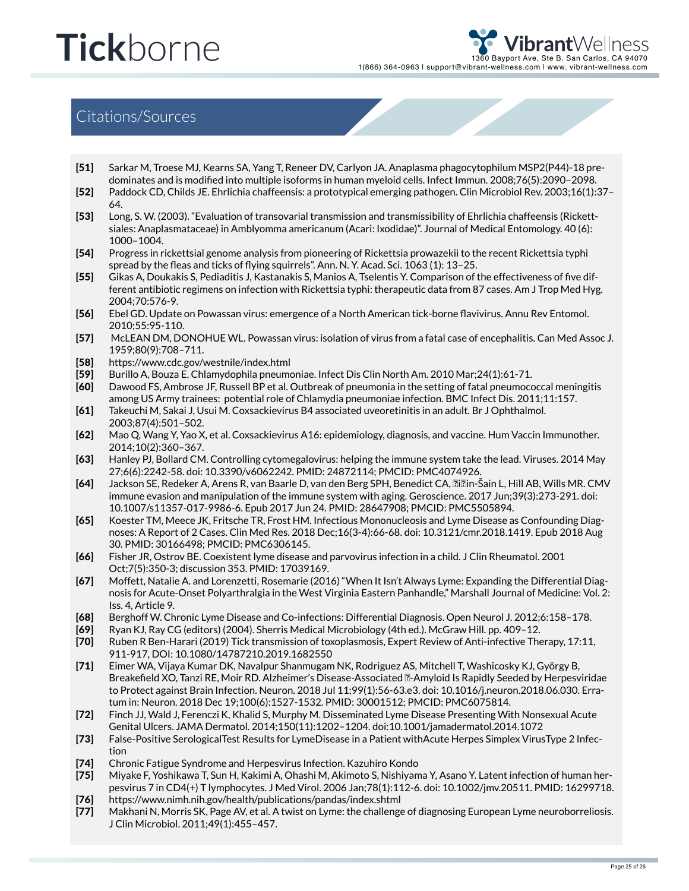## Citations/Sources

[51] Sarkar M, Troese MJ, Kearns SA, Yang T, Reneer DV, Carlyon JA. Anaplasma phagocytophilum MSP2(P44)-18 predominates and is modified into multiple isoforms in human myeloid cells. Infect Immun. 2008;76(5):2090–2098.

[52] Paddock CD, Childs JE. Ehrlichia chaffeensis: a prototypical emerging pathogen. Clin Microbiol Rev. 2003;16(1):37–64.

[53] Long, S. W. (2003). "Evaluation of transovarial transmission and transmissibility of Ehrlichia chaffeensis (Rickettsiales: Anaplasmataceae) in Amblyomma americanum (Acari: Ixodidae)". Journal of Medical Entomology. 40 (6): 1000–1004.

[54] Progress in rickettsial genome analysis from pioneering of Rickettsia prowazekii to the recent Rickettsia typhi spread by the fleas and ticks of flying squirrels". Ann. N. Y. Acad. Sci. 1063 (1): 13–25.

[55] Gikas A, Doukakis S, Pediaditis J, Kastanakis S, Manios A, Tselentis Y. Comparison of the effectiveness of five different antibiotic regimens on infection with Rickettsia typhi: therapeutic data from 87 cases. Am J Trop Med Hyg. 2004;70:576-9.

[56] Ebel GD. Update on Powassan virus: emergence of a North American tick-borne flavivirus. Annu Rev Entomol. 2010;55:95-110.

[57] McLEAN DM, DONOHUE WL. Powassan virus: isolation of virus from a fatal case of encephalitis. Can Med Assoc J. 1959;80(9):708–711.

[58] https://www.cdc.gov/westnile/index.html

[59] Burillo A, Bouza E. Chlamydophila pneumoniae. Infect Dis Clin North Am. 2010 Mar;24(1):61-71.

[60] Dawood FS, Ambrose JF, Russell BP et al. Outbreak of pneumonia in the setting of fatal pneumococcal meningitis among US Army trainees: potential role of Chlamydia pneumoniae infection. BMC Infect Dis. 2011;11:157.

[61] Takeuchi M, Sakai J, Usui M. Coxsackievirus B4 associated uveoretinitis in an adult. Br J Ophthalmol. 2003;87(4):501–502.

[62] Mao Q, Wang Y, Yao X, et al. Coxsackievirus A16: epidemiology, diagnosis, and vaccine. Hum Vaccin Immunother. 2014;10(2):360–367.

[63] Hanley PJ, Bollard CM. Controlling cytomegalovirus: helping the immune system take the lead. Viruses. 2014 May 27;6(6):2242-58. doi: 10.3390/v6062242. PMID: 24872114; PMCID: PMC4074926.

[64] Jackson SE, Redeker A, Arens R, van Baarle D, van den Berg SPH, Benedict CA, ��in-Šain L, Hill AB, Wills MR. CMV immune evasion and manipulation of the immune system with aging. Geroscience. 2017 Jun;39(3):273-291. doi: 10.1007/s11357-017-9986-6. Epub 2017 Jun 24. PMID: 28647908; PMCID: PMC5505894.

[65] Koester TM, Meece JK, Fritsche TR, Frost HM. Infectious Mononucleosis and Lyme Disease as Confounding Diagnoses: A Report of 2 Cases. Clin Med Res. 2018 Dec;16(3-4):66-68. doi: 10.3121/cmr.2018.1419. Epub 2018 Aug 30. PMID: 30166498; PMCID: PMC6306145.

[66] Fisher JR, Ostrov BE. Coexistent lyme disease and parvovirus infection in a child. J Clin Rheumatol. 2001 Oct;7(5):350-3; discussion 353. PMID: 17039169.

[67] Moffett, Natalie A. and Lorenzetti, Rosemarie (2016) "When It Isn't Always Lyme: Expanding the Differential Diagnosis for Acute-Onset Polyarthralgia in the West Virginia Eastern Panhandle," Marshall Journal of Medicine: Vol. 2: Iss. 4, Article 9.

[68] Berghoff W. Chronic Lyme Disease and Co-infections: Differential Diagnosis. Open Neurol J. 2012;6:158–178.

[69] Ryan KJ, Ray CG (editors) (2004). Sherris Medical Microbiology (4th ed.). McGraw Hill. pp. 409–12.

[70] Ruben R Ben-Harari (2019) Tick transmission of toxoplasmosis, Expert Review of Anti-infective Therapy, 17:11, 911-917, DOI: 10.1080/14787210.2019.1682550

[71] Eimer WA, Vijaya Kumar DK, Navalpur Shanmugam NK, Rodriguez AS, Mitchell T, Washicosky KJ, György B, Breakefield XO, Tanzi RE, Moir RD. Alzheimer's Disease-Associated �-Amyloid Is Rapidly Seeded by Herpesviridae to Protect against Brain Infection. Neuron. 2018 Jul 11;99(1):56-63.e3. doi: 10.1016/j.neuron.2018.06.030. Erratum in: Neuron. 2018 Dec 19;100(6):1527-1532. PMID: 30001512; PMCID: PMC6075814.

[72] Finch JJ, Wald J, Ferenczi K, Khalid S, Murphy M. Disseminated Lyme Disease Presenting With Nonsexual Acute Genital Ulcers. JAMA Dermatol. 2014;150(11):1202–1204. doi:10.1001/jamadermatol.2014.1072

[73] False-Positive SerologicalTest Results for LymeDisease in a Patient withAcute Herpes Simplex VirusType 2 Infection

[74] Chronic Fatigue Syndrome and Herpesvirus Infection. Kazuhiro Kondo

[75] Miyake F, Yoshikawa T, Sun H, Kakimi A, Ohashi M, Akimoto S, Nishiyama Y, Asano Y. Latent infection of human herpesvirus 7 in CD4(+) T lymphocytes. J Med Virol. 2006 Jan;78(1):112-6. doi: 10.1002/jmv.20511. PMID: 16299718.

[76] https://www.nimh.nih.gov/health/publications/pandas/index.shtml

[77] Makhani N, Morris SK, Page AV, et al. A twist on Lyme: the challenge of diagnosing European Lyme neuroborreliosis. J Clin Microbiol. 2011;49(1):455–457.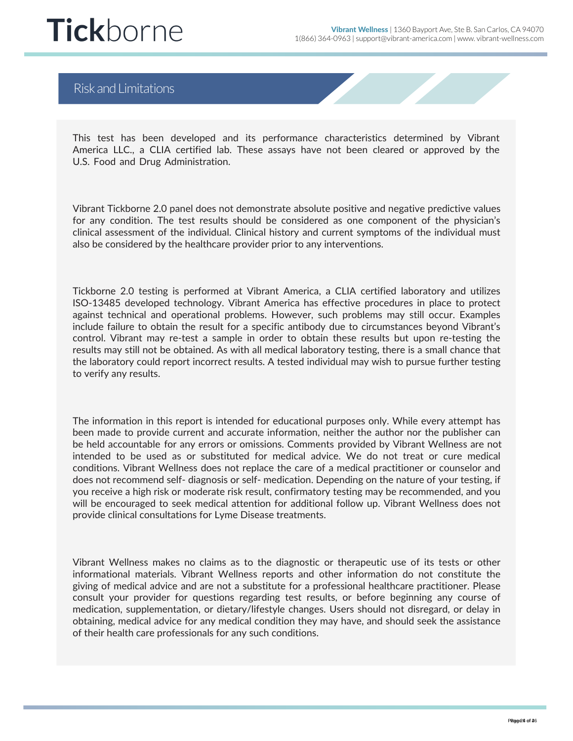## Risk and Limitations

This test has been developed and its performance characteristics determined by Vibrant America LLC., a CLIA certified lab. These assays have not been cleared or approved by the U.S. Food and Drug Administration.

Vibrant Tickborne 2.0 panel does not demonstrate absolute positive and negative predictive values for any condition. The test results should be considered as one component of the physician's clinical assessment of the individual. Clinical history and current symptoms of the individual must also be considered by the healthcare provider prior to any interventions.

Tickborne 2.0 testing is performed at Vibrant America, a CLIA certified laboratory and utilizes ISO-13485 developed technology. Vibrant America has effective procedures in place to protect against technical and operational problems. However, such problems may still occur. Examples include failure to obtain the result for a specific antibody due to circumstances beyond Vibrant's control. Vibrant may re-test a sample in order to obtain these results but upon re-testing the results may still not be obtained. As with all medical laboratory testing, there is a small chance that the laboratory could report incorrect results. A tested individual may wish to pursue further testing to verify any results.

The information in this report is intended for educational purposes only. While every attempt has been made to provide current and accurate information, neither the author nor the publisher can be held accountable for any errors or omissions. Comments provided by Vibrant Wellness are not intended to be used as or substituted for medical advice. We do not treat or cure medical conditions. Vibrant Wellness does not replace the care of a medical practitioner or counselor and does not recommend self- diagnosis or self- medication. Depending on the nature of your testing, if you receive a high risk or moderate risk result, confirmatory testing may be recommended, and you will be encouraged to seek medical attention for additional follow up. Vibrant Wellness does not provide clinical consultations for Lyme Disease treatments.

Vibrant Wellness makes no claims as to the diagnostic or therapeutic use of its tests or other informational materials. Vibrant Wellness reports and other information do not constitute the giving of medical advice and are not a substitute for a professional healthcare practitioner. Please consult your provider for questions regarding test results, or before beginning any course of medication, supplementation, or dietary/lifestyle changes. Users should not disregard, or delay in obtaining, medical advice for any medical condition they may have, and should seek the assistance of their health care professionals for any such conditions.